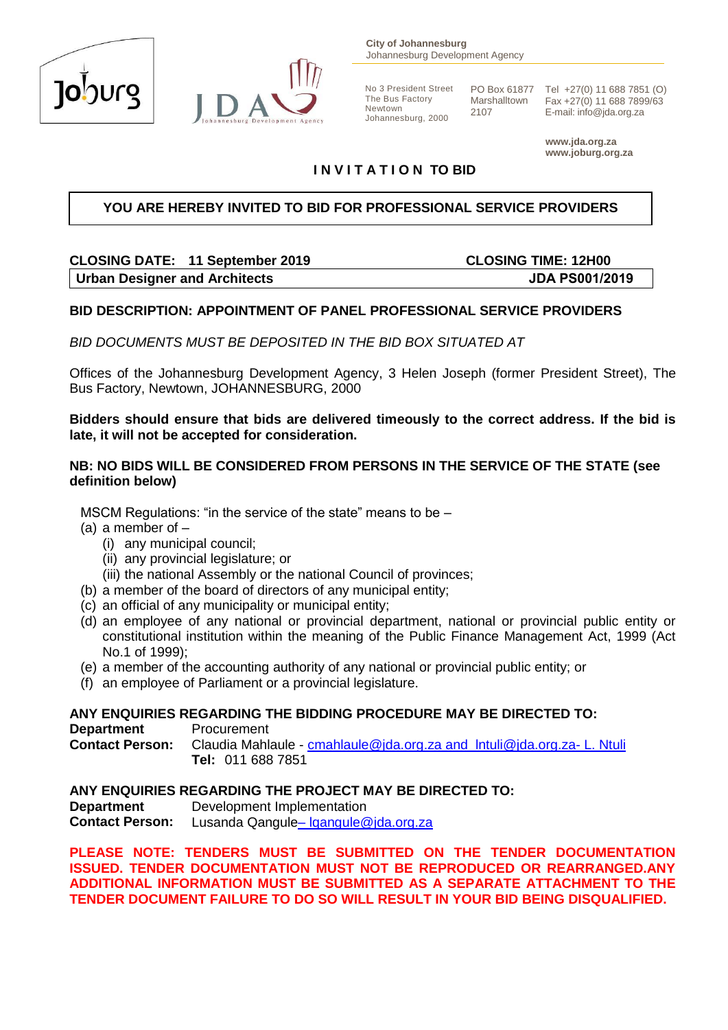**City of Johannesburg**
Johannesburg Development Agency

No 3 President Street
The Bus Factory
Newtown
Johannesburg, 2000

PO Box 61877
Marshalltown
2107

Tel +27(0) 11 688 7851 (O)
Fax +27(0) 11 688 7899/63
E-mail: info@jda.org.za

**www.jda.org.za**
**www.joburg.org.za**

## I N V I T A T I O N TO BID

**YOU ARE HEREBY INVITED TO BID FOR PROFESSIONAL SERVICE PROVIDERS**

| **CLOSING DATE: 11 September 2019** | **CLOSING TIME: 12H00** |
|---|---|
| **Urban Designer and Architects** | **JDA PS001/2019** |

**BID DESCRIPTION: APPOINTMENT OF PANEL PROFESSIONAL SERVICE PROVIDERS**

*BID DOCUMENTS MUST BE DEPOSITED IN THE BID BOX SITUATED AT*

Offices of the Johannesburg Development Agency, 3 Helen Joseph (former President Street), The Bus Factory, Newtown, JOHANNESBURG, 2000

**Bidders should ensure that bids are delivered timeously to the correct address. If the bid is late, it will not be accepted for consideration.**

**NB: NO BIDS WILL BE CONSIDERED FROM PERSONS IN THE SERVICE OF THE STATE (see definition below)**

MSCM Regulations: "in the service of the state" means to be –

(a) a member of –
  (i) any municipal council;
  (ii) any provincial legislature; or
  (iii) the national Assembly or the national Council of provinces;
(b) a member of the board of directors of any municipal entity;
(c) an official of any municipality or municipal entity;
(d) an employee of any national or provincial department, national or provincial public entity or constitutional institution within the meaning of the Public Finance Management Act, 1999 (Act No.1 of 1999);
(e) a member of the accounting authority of any national or provincial public entity; or
(f) an employee of Parliament or a provincial legislature.

**ANY ENQUIRIES REGARDING THE BIDDING PROCEDURE MAY BE DIRECTED TO:**

**Department** Procurement
**Contact Person:** Claudia Mahlaule - cmahlaule@jda.org.za and lntuli@jda.org.za- L. Ntuli
**Tel:** 011 688 7851

**ANY ENQUIRIES REGARDING THE PROJECT MAY BE DIRECTED TO:**

**Department** Development Implementation
**Contact Person:** Lusanda Qangule– lqangule@jda.org.za

**PLEASE NOTE: TENDERS MUST BE SUBMITTED ON THE TENDER DOCUMENTATION ISSUED. TENDER DOCUMENTATION MUST NOT BE REPRODUCED OR REARRANGED.ANY ADDITIONAL INFORMATION MUST BE SUBMITTED AS A SEPARATE ATTACHMENT TO THE TENDER DOCUMENT FAILURE TO DO SO WILL RESULT IN YOUR BID BEING DISQUALIFIED.**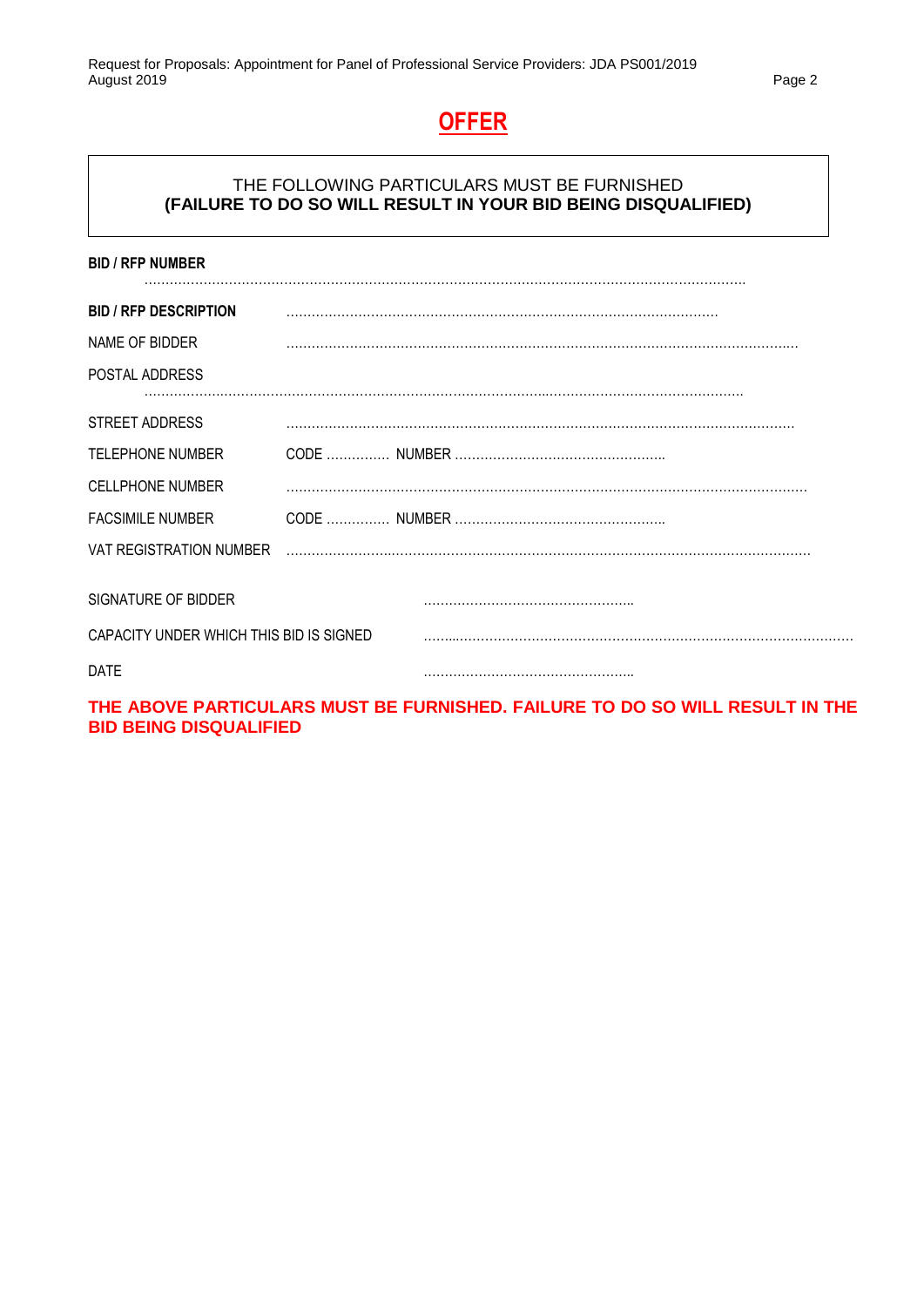# OFFER

THE FOLLOWING PARTICULARS MUST BE FURNISHED
**(FAILURE TO DO SO WILL RESULT IN YOUR BID BEING DISQUALIFIED)**

**BID / RFP NUMBER** ……………………………………………………………………………………………………………………..

**BID / RFP DESCRIPTION** …………………………………………………………………………………………

NAME OF BIDDER …………………………………………………………………………………………………………..

POSTAL ADDRESS …………………………………………………………………………………………………………………………

STREET ADDRESS …………………………………………………………………………………………………………

TELEPHONE NUMBER CODE …………… NUMBER …………………………………………….

CELLPHONE NUMBER ……………………………………………………………………………………………………………

FACSIMILE NUMBER CODE …………… NUMBER …………………………………………….

VAT REGISTRATION NUMBER ……………………………………………………………………………………………………………

SIGNATURE OF BIDDER …………………………………………..

CAPACITY UNDER WHICH THIS BID IS SIGNED ………………………………………………………………………………………

DATE …………………………………………..

**THE ABOVE PARTICULARS MUST BE FURNISHED. FAILURE TO DO SO WILL RESULT IN THE BID BEING DISQUALIFIED**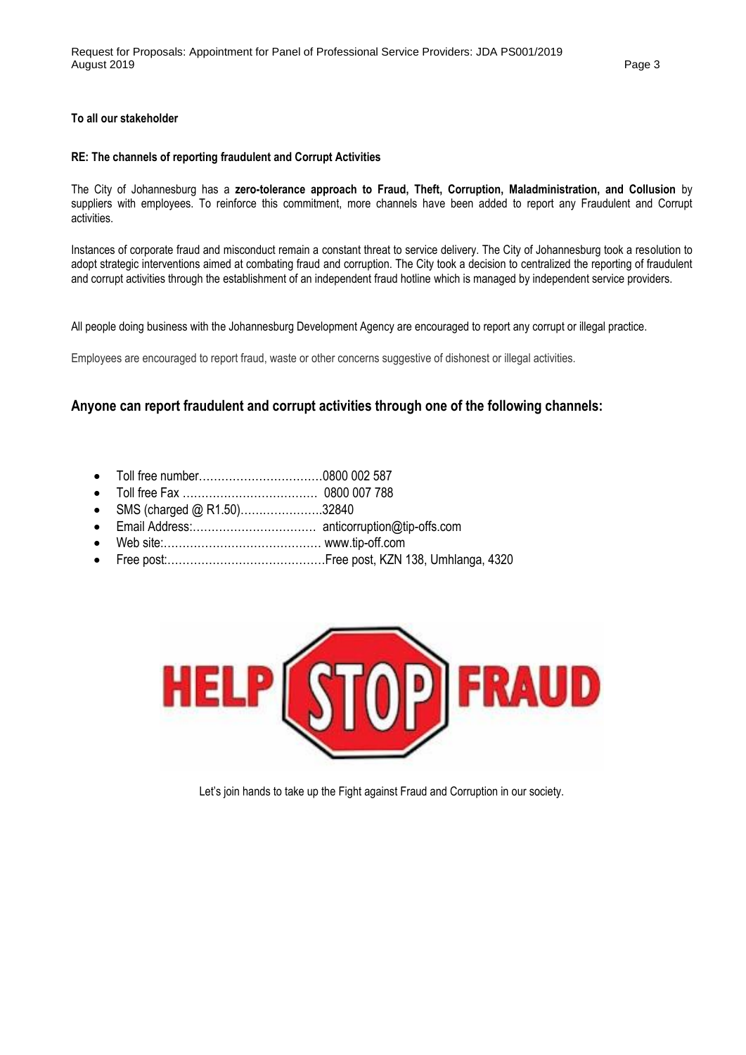**To all our stakeholder**

**RE: The channels of reporting fraudulent and Corrupt Activities**

The City of Johannesburg has a **zero-tolerance approach to Fraud, Theft, Corruption, Maladministration, and Collusion** by suppliers with employees. To reinforce this commitment, more channels have been added to report any Fraudulent and Corrupt activities.

Instances of corporate fraud and misconduct remain a constant threat to service delivery. The City of Johannesburg took a resolution to adopt strategic interventions aimed at combating fraud and corruption. The City took a decision to centralized the reporting of fraudulent and corrupt activities through the establishment of an independent fraud hotline which is managed by independent service providers.

All people doing business with the Johannesburg Development Agency are encouraged to report any corrupt or illegal practice.

Employees are encouraged to report fraud, waste or other concerns suggestive of dishonest or illegal activities.

## Anyone can report fraudulent and corrupt activities through one of the following channels:

- Toll free number……………………………0800 002 587
- Toll free Fax ……………………………… 0800 007 788
- SMS (charged @ R1.50)…………………32840
- Email Address:…………………………… anticorruption@tip-offs.com
- Web site:…………………………………… www.tip-off.com
- Free post:……………………………………Free post, KZN 138, Umhlanga, 4320

HELP STOP FRAUD

Let's join hands to take up the Fight against Fraud and Corruption in our society.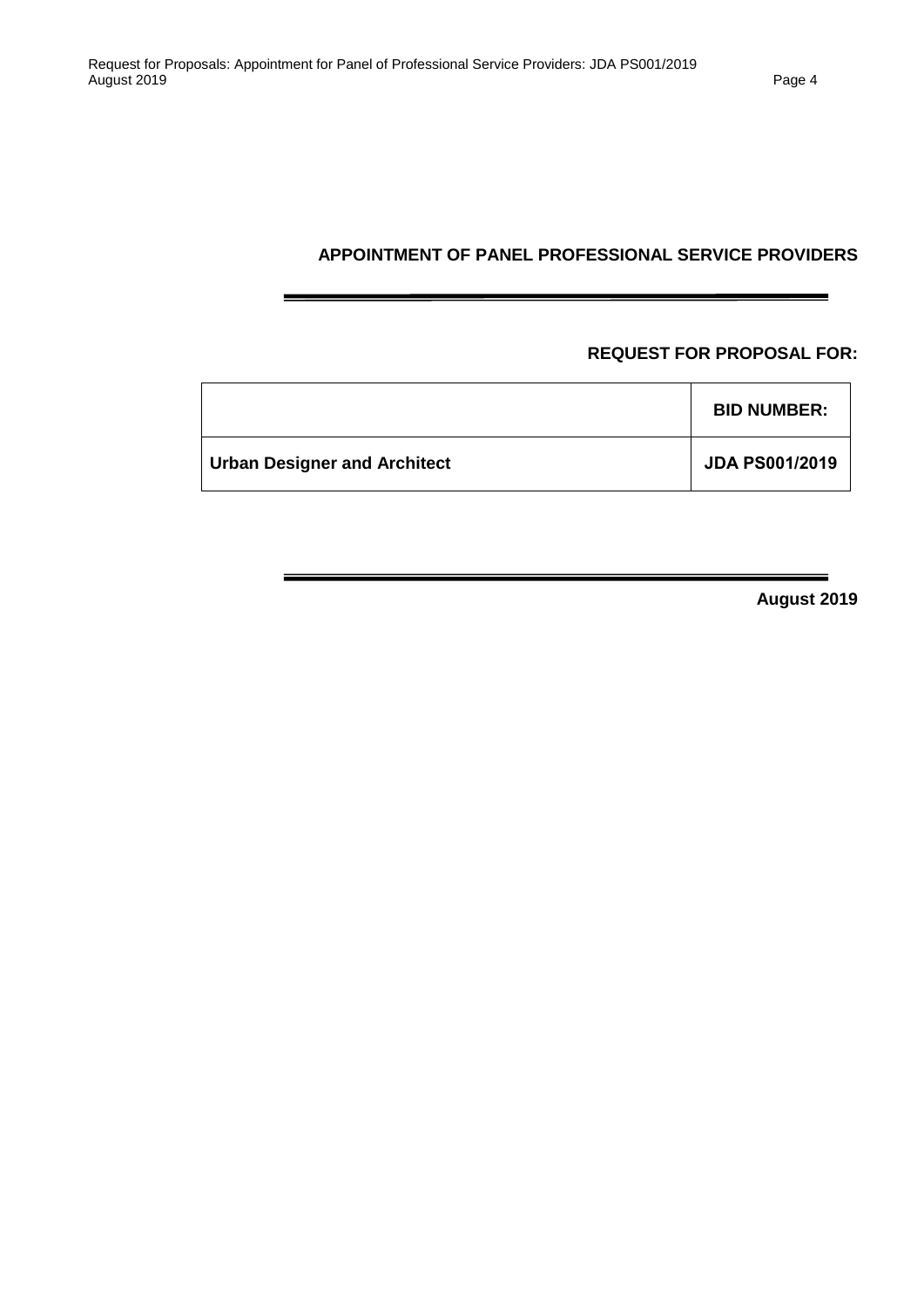**APPOINTMENT OF PANEL PROFESSIONAL SERVICE PROVIDERS**

**REQUEST FOR PROPOSAL FOR:**

| | **BID NUMBER:** |
|---|---|
| **Urban Designer and Architect** | **JDA PS001/2019** |

**August 2019**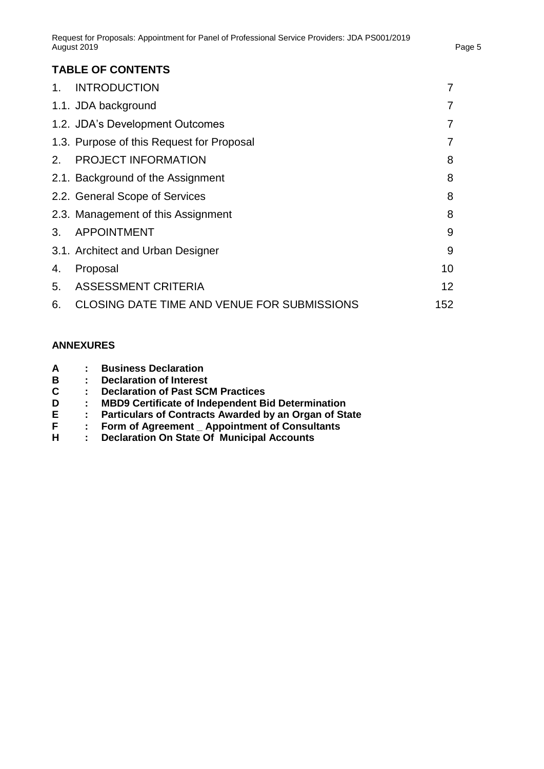## TABLE OF CONTENTS

| | |
|---|---|
| 1. INTRODUCTION | 7 |
| 1.1. JDA background | 7 |
| 1.2. JDA's Development Outcomes | 7 |
| 1.3. Purpose of this Request for Proposal | 7 |
| 2. PROJECT INFORMATION | 8 |
| 2.1. Background of the Assignment | 8 |
| 2.2. General Scope of Services | 8 |
| 2.3. Management of this Assignment | 8 |
| 3. APPOINTMENT | 9 |
| 3.1. Architect and Urban Designer | 9 |
| 4. Proposal | 10 |
| 5. ASSESSMENT CRITERIA | 12 |
| 6. CLOSING DATE TIME AND VENUE FOR SUBMISSIONS | 152 |

**ANNEXURES**

**A : Business Declaration**
**B : Declaration of Interest**
**C : Declaration of Past SCM Practices**
**D : MBD9 Certificate of Independent Bid Determination**
**E : Particulars of Contracts Awarded by an Organ of State**
**F : Form of Agreement _ Appointment of Consultants**
**H : Declaration On State Of Municipal Accounts**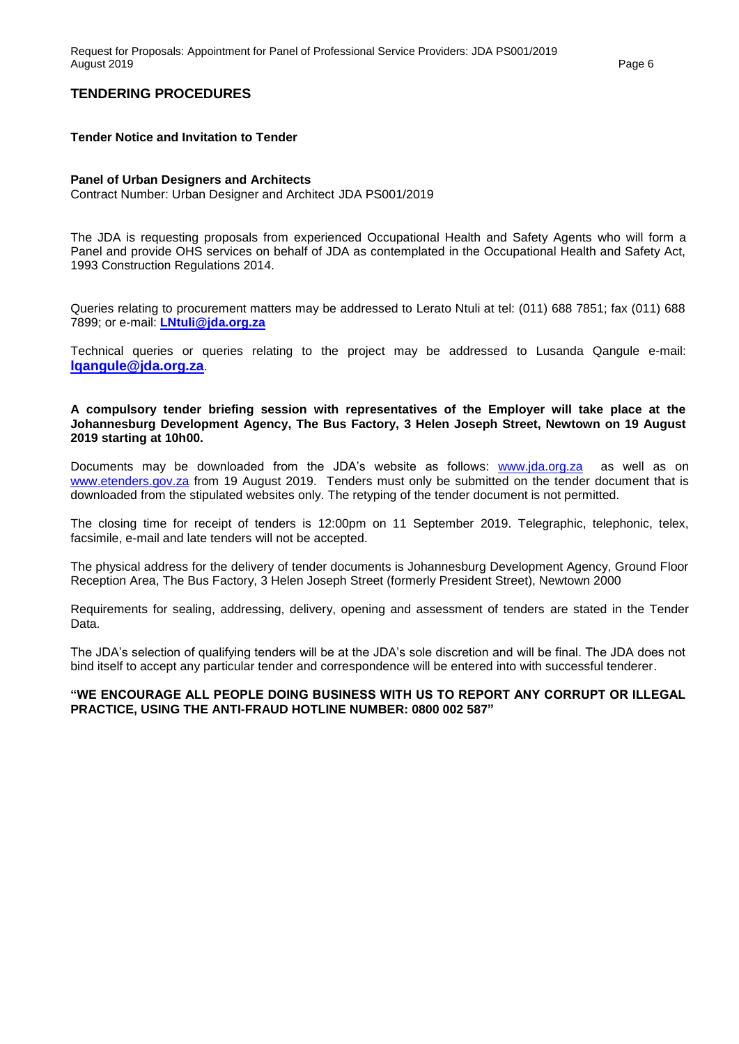## TENDERING PROCEDURES

**Tender Notice and Invitation to Tender**

**Panel of Urban Designers and Architects**
Contract Number: Urban Designer and Architect JDA PS001/2019

The JDA is requesting proposals from experienced Occupational Health and Safety Agents who will form a Panel and provide OHS services on behalf of JDA as contemplated in the Occupational Health and Safety Act, 1993 Construction Regulations 2014.

Queries relating to procurement matters may be addressed to Lerato Ntuli at tel: (011) 688 7851; fax (011) 688 7899; or e-mail: **LNtuli@jda.org.za**

Technical queries or queries relating to the project may be addressed to Lusanda Qangule e-mail: **lqangule@jda.org.za**.

**A compulsory tender briefing session with representatives of the Employer will take place at the Johannesburg Development Agency, The Bus Factory, 3 Helen Joseph Street, Newtown on 19 August 2019 starting at 10h00.**

Documents may be downloaded from the JDA's website as follows: www.jda.org.za as well as on www.etenders.gov.za from 19 August 2019. Tenders must only be submitted on the tender document that is downloaded from the stipulated websites only. The retyping of the tender document is not permitted.

The closing time for receipt of tenders is 12:00pm on 11 September 2019. Telegraphic, telephonic, telex, facsimile, e-mail and late tenders will not be accepted.

The physical address for the delivery of tender documents is Johannesburg Development Agency, Ground Floor Reception Area, The Bus Factory, 3 Helen Joseph Street (formerly President Street), Newtown 2000

Requirements for sealing, addressing, delivery, opening and assessment of tenders are stated in the Tender Data.

The JDA's selection of qualifying tenders will be at the JDA's sole discretion and will be final. The JDA does not bind itself to accept any particular tender and correspondence will be entered into with successful tenderer.

**"WE ENCOURAGE ALL PEOPLE DOING BUSINESS WITH US TO REPORT ANY CORRUPT OR ILLEGAL PRACTICE, USING THE ANTI-FRAUD HOTLINE NUMBER: 0800 002 587"**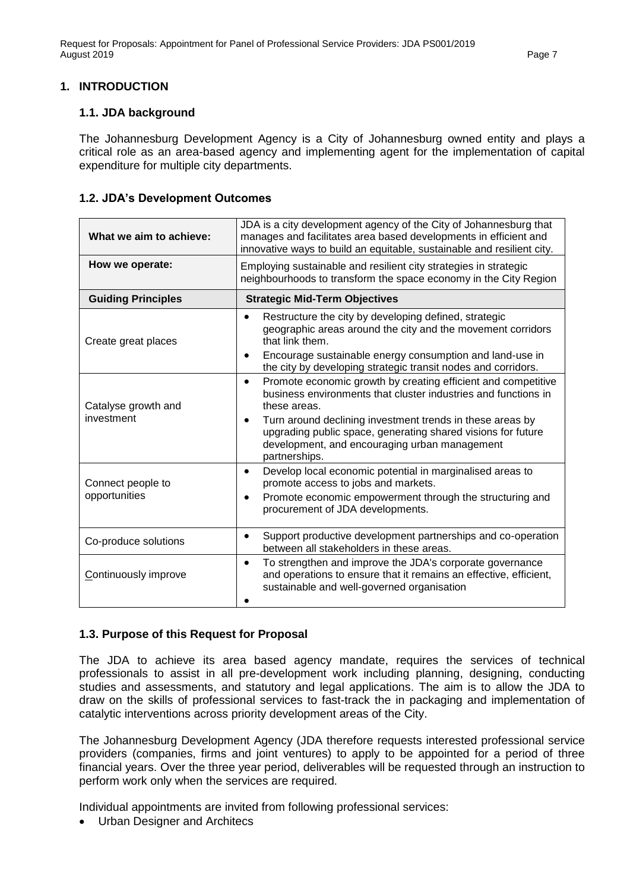## 1. INTRODUCTION

### 1.1. JDA background

The Johannesburg Development Agency is a City of Johannesburg owned entity and plays a critical role as an area-based agency and implementing agent for the implementation of capital expenditure for multiple city departments.

### 1.2. JDA's Development Outcomes

| **What we aim to achieve:** | JDA is a city development agency of the City of Johannesburg that manages and facilitates area based developments in efficient and innovative ways to build an equitable, sustainable and resilient city. |
|---|---|
| **How we operate:** | Employing sustainable and resilient city strategies in strategic neighbourhoods to transform the space economy in the City Region |
| **Guiding Principles** | **Strategic Mid-Term Objectives** |
| Create great places | • Restructure the city by developing defined, strategic geographic areas around the city and the movement corridors that link them.<br>• Encourage sustainable energy consumption and land-use in the city by developing strategic transit nodes and corridors. |
| Catalyse growth and investment | • Promote economic growth by creating efficient and competitive business environments that cluster industries and functions in these areas.<br>• Turn around declining investment trends in these areas by upgrading public space, generating shared visions for future development, and encouraging urban management partnerships. |
| Connect people to opportunities | • Develop local economic potential in marginalised areas to promote access to jobs and markets.<br>• Promote economic empowerment through the structuring and procurement of JDA developments. |
| Co-produce solutions | • Support productive development partnerships and co-operation between all stakeholders in these areas. |
| Continuously improve | • To strengthen and improve the JDA's corporate governance and operations to ensure that it remains an effective, efficient, sustainable and well-governed organisation<br>• |

### 1.3. Purpose of this Request for Proposal

The JDA to achieve its area based agency mandate, requires the services of technical professionals to assist in all pre-development work including planning, designing, conducting studies and assessments, and statutory and legal applications. The aim is to allow the JDA to draw on the skills of professional services to fast-track the in packaging and implementation of catalytic interventions across priority development areas of the City.

The Johannesburg Development Agency (JDA therefore requests interested professional service providers (companies, firms and joint ventures) to apply to be appointed for a period of three financial years. Over the three year period, deliverables will be requested through an instruction to perform work only when the services are required.

Individual appointments are invited from following professional services:

- Urban Designer and Architecs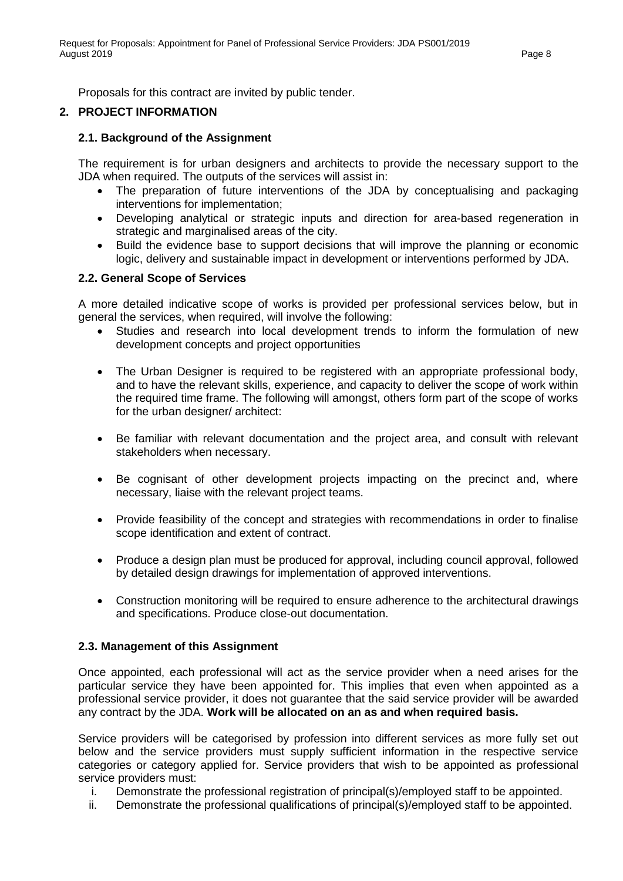Proposals for this contract are invited by public tender.

## 2. PROJECT INFORMATION

### 2.1. Background of the Assignment

The requirement is for urban designers and architects to provide the necessary support to the JDA when required. The outputs of the services will assist in:

- The preparation of future interventions of the JDA by conceptualising and packaging interventions for implementation;
- Developing analytical or strategic inputs and direction for area-based regeneration in strategic and marginalised areas of the city.
- Build the evidence base to support decisions that will improve the planning or economic logic, delivery and sustainable impact in development or interventions performed by JDA.

### 2.2. General Scope of Services

A more detailed indicative scope of works is provided per professional services below, but in general the services, when required, will involve the following:

- Studies and research into local development trends to inform the formulation of new development concepts and project opportunities
- The Urban Designer is required to be registered with an appropriate professional body, and to have the relevant skills, experience, and capacity to deliver the scope of work within the required time frame. The following will amongst, others form part of the scope of works for the urban designer/ architect:
- Be familiar with relevant documentation and the project area, and consult with relevant stakeholders when necessary.
- Be cognisant of other development projects impacting on the precinct and, where necessary, liaise with the relevant project teams.
- Provide feasibility of the concept and strategies with recommendations in order to finalise scope identification and extent of contract.
- Produce a design plan must be produced for approval, including council approval, followed by detailed design drawings for implementation of approved interventions.
- Construction monitoring will be required to ensure adherence to the architectural drawings and specifications. Produce close-out documentation.

### 2.3. Management of this Assignment

Once appointed, each professional will act as the service provider when a need arises for the particular service they have been appointed for. This implies that even when appointed as a professional service provider, it does not guarantee that the said service provider will be awarded any contract by the JDA. **Work will be allocated on an as and when required basis.**

Service providers will be categorised by profession into different services as more fully set out below and the service providers must supply sufficient information in the respective service categories or category applied for. Service providers that wish to be appointed as professional service providers must:

i. Demonstrate the professional registration of principal(s)/employed staff to be appointed.
ii. Demonstrate the professional qualifications of principal(s)/employed staff to be appointed.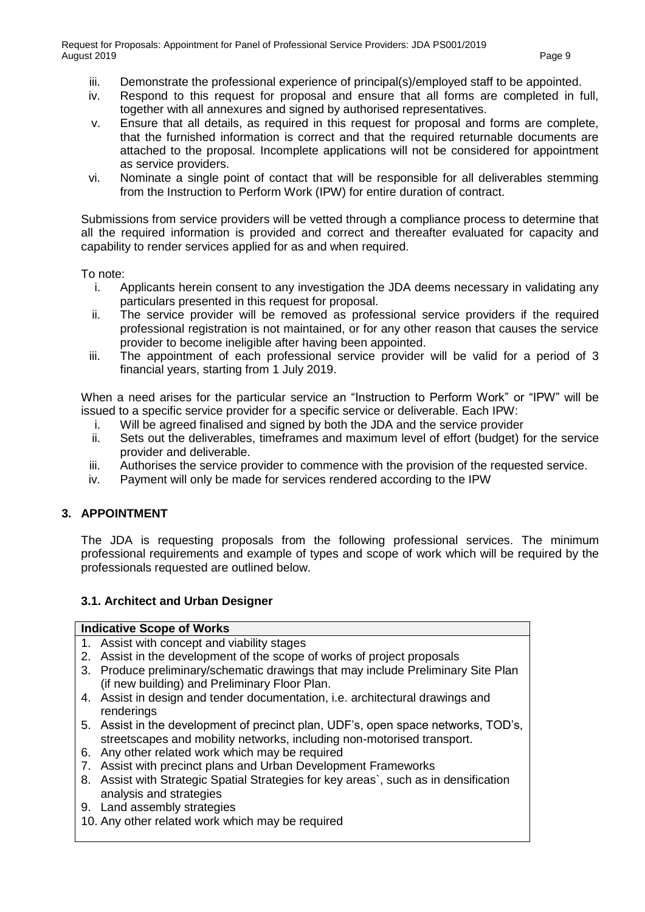iii. Demonstrate the professional experience of principal(s)/employed staff to be appointed.
iv. Respond to this request for proposal and ensure that all forms are completed in full, together with all annexures and signed by authorised representatives.
v. Ensure that all details, as required in this request for proposal and forms are complete, that the furnished information is correct and that the required returnable documents are attached to the proposal. Incomplete applications will not be considered for appointment as service providers.
vi. Nominate a single point of contact that will be responsible for all deliverables stemming from the Instruction to Perform Work (IPW) for entire duration of contract.

Submissions from service providers will be vetted through a compliance process to determine that all the required information is provided and correct and thereafter evaluated for capacity and capability to render services applied for as and when required.

To note:

i. Applicants herein consent to any investigation the JDA deems necessary in validating any particulars presented in this request for proposal.
ii. The service provider will be removed as professional service providers if the required professional registration is not maintained, or for any other reason that causes the service provider to become ineligible after having been appointed.
iii. The appointment of each professional service provider will be valid for a period of 3 financial years, starting from 1 July 2019.

When a need arises for the particular service an "Instruction to Perform Work" or "IPW" will be issued to a specific service provider for a specific service or deliverable. Each IPW:

i. Will be agreed finalised and signed by both the JDA and the service provider
ii. Sets out the deliverables, timeframes and maximum level of effort (budget) for the service provider and deliverable.
iii. Authorises the service provider to commence with the provision of the requested service.
iv. Payment will only be made for services rendered according to the IPW

## 3. APPOINTMENT

The JDA is requesting proposals from the following professional services. The minimum professional requirements and example of types and scope of work which will be required by the professionals requested are outlined below.

### 3.1. Architect and Urban Designer

| Indicative Scope of Works |
| --- |
| 1. Assist with concept and viability stages<br>2. Assist in the development of the scope of works of project proposals<br>3. Produce preliminary/schematic drawings that may include Preliminary Site Plan (if new building) and Preliminary Floor Plan.<br>4. Assist in design and tender documentation, i.e. architectural drawings and renderings<br>5. Assist in the development of precinct plan, UDF's, open space networks, TOD's, streetscapes and mobility networks, including non-motorised transport.<br>6. Any other related work which may be required<br>7. Assist with precinct plans and Urban Development Frameworks<br>8. Assist with Strategic Spatial Strategies for key areas`, such as in densification analysis and strategies<br>9. Land assembly strategies<br>10. Any other related work which may be required |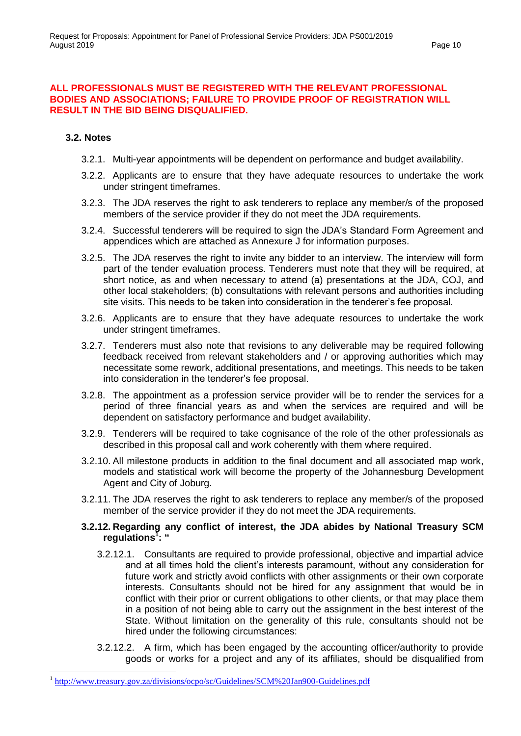**ALL PROFESSIONALS MUST BE REGISTERED WITH THE RELEVANT PROFESSIONAL BODIES AND ASSOCIATIONS; FAILURE TO PROVIDE PROOF OF REGISTRATION WILL RESULT IN THE BID BEING DISQUALIFIED.**

### 3.2. Notes

3.2.1. Multi-year appointments will be dependent on performance and budget availability.

3.2.2. Applicants are to ensure that they have adequate resources to undertake the work under stringent timeframes.

3.2.3. The JDA reserves the right to ask tenderers to replace any member/s of the proposed members of the service provider if they do not meet the JDA requirements.

3.2.4. Successful tenderers will be required to sign the JDA's Standard Form Agreement and appendices which are attached as Annexure J for information purposes.

3.2.5. The JDA reserves the right to invite any bidder to an interview. The interview will form part of the tender evaluation process. Tenderers must note that they will be required, at short notice, as and when necessary to attend (a) presentations at the JDA, COJ, and other local stakeholders; (b) consultations with relevant persons and authorities including site visits. This needs to be taken into consideration in the tenderer's fee proposal.

3.2.6. Applicants are to ensure that they have adequate resources to undertake the work under stringent timeframes.

3.2.7. Tenderers must also note that revisions to any deliverable may be required following feedback received from relevant stakeholders and / or approving authorities which may necessitate some rework, additional presentations, and meetings. This needs to be taken into consideration in the tenderer's fee proposal.

3.2.8. The appointment as a profession service provider will be to render the services for a period of three financial years as and when the services are required and will be dependent on satisfactory performance and budget availability.

3.2.9. Tenderers will be required to take cognisance of the role of the other professionals as described in this proposal call and work coherently with them where required.

3.2.10. All milestone products in addition to the final document and all associated map work, models and statistical work will become the property of the Johannesburg Development Agent and City of Joburg.

3.2.11. The JDA reserves the right to ask tenderers to replace any member/s of the proposed member of the service provider if they do not meet the JDA requirements.

**3.2.12. Regarding any conflict of interest, the JDA abides by National Treasury SCM regulations[1]: "**

3.2.12.1. Consultants are required to provide professional, objective and impartial advice and at all times hold the client's interests paramount, without any consideration for future work and strictly avoid conflicts with other assignments or their own corporate interests. Consultants should not be hired for any assignment that would be in conflict with their prior or current obligations to other clients, or that may place them in a position of not being able to carry out the assignment in the best interest of the State. Without limitation on the generality of this rule, consultants should not be hired under the following circumstances:

3.2.12.2. A firm, which has been engaged by the accounting officer/authority to provide goods or works for a project and any of its affiliates, should be disqualified from

---

[1] http://www.treasury.gov.za/divisions/ocpo/sc/Guidelines/SCM%20Jan900-Guidelines.pdf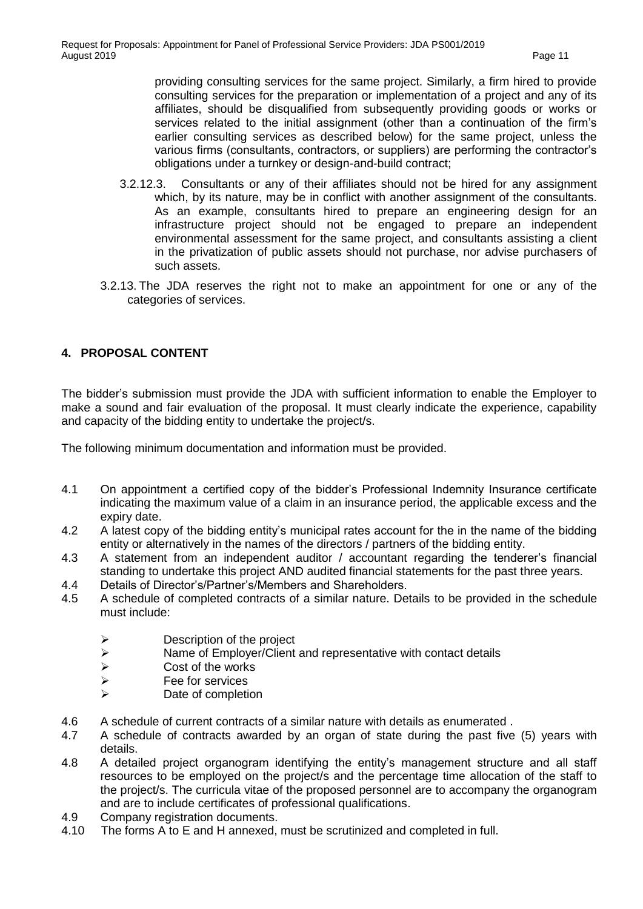providing consulting services for the same project. Similarly, a firm hired to provide consulting services for the preparation or implementation of a project and any of its affiliates, should be disqualified from subsequently providing goods or works or services related to the initial assignment (other than a continuation of the firm's earlier consulting services as described below) for the same project, unless the various firms (consultants, contractors, or suppliers) are performing the contractor's obligations under a turnkey or design-and-build contract;

3.2.12.3. Consultants or any of their affiliates should not be hired for any assignment which, by its nature, may be in conflict with another assignment of the consultants. As an example, consultants hired to prepare an engineering design for an infrastructure project should not be engaged to prepare an independent environmental assessment for the same project, and consultants assisting a client in the privatization of public assets should not purchase, nor advise purchasers of such assets.

3.2.13. The JDA reserves the right not to make an appointment for one or any of the categories of services.

## 4. PROPOSAL CONTENT

The bidder's submission must provide the JDA with sufficient information to enable the Employer to make a sound and fair evaluation of the proposal. It must clearly indicate the experience, capability and capacity of the bidding entity to undertake the project/s.

The following minimum documentation and information must be provided.

4.1 On appointment a certified copy of the bidder's Professional Indemnity Insurance certificate indicating the maximum value of a claim in an insurance period, the applicable excess and the expiry date.

4.2 A latest copy of the bidding entity's municipal rates account for the in the name of the bidding entity or alternatively in the names of the directors / partners of the bidding entity.

4.3 A statement from an independent auditor / accountant regarding the tenderer's financial standing to undertake this project AND audited financial statements for the past three years.

4.4 Details of Director's/Partner's/Members and Shareholders.

4.5 A schedule of completed contracts of a similar nature. Details to be provided in the schedule must include:

- Description of the project
- Name of Employer/Client and representative with contact details
- Cost of the works
- Fee for services
- Date of completion

4.6 A schedule of current contracts of a similar nature with details as enumerated .

4.7 A schedule of contracts awarded by an organ of state during the past five (5) years with details.

4.8 A detailed project organogram identifying the entity's management structure and all staff resources to be employed on the project/s and the percentage time allocation of the staff to the project/s. The curricula vitae of the proposed personnel are to accompany the organogram and are to include certificates of professional qualifications.

4.9 Company registration documents.

4.10 The forms A to E and H annexed, must be scrutinized and completed in full.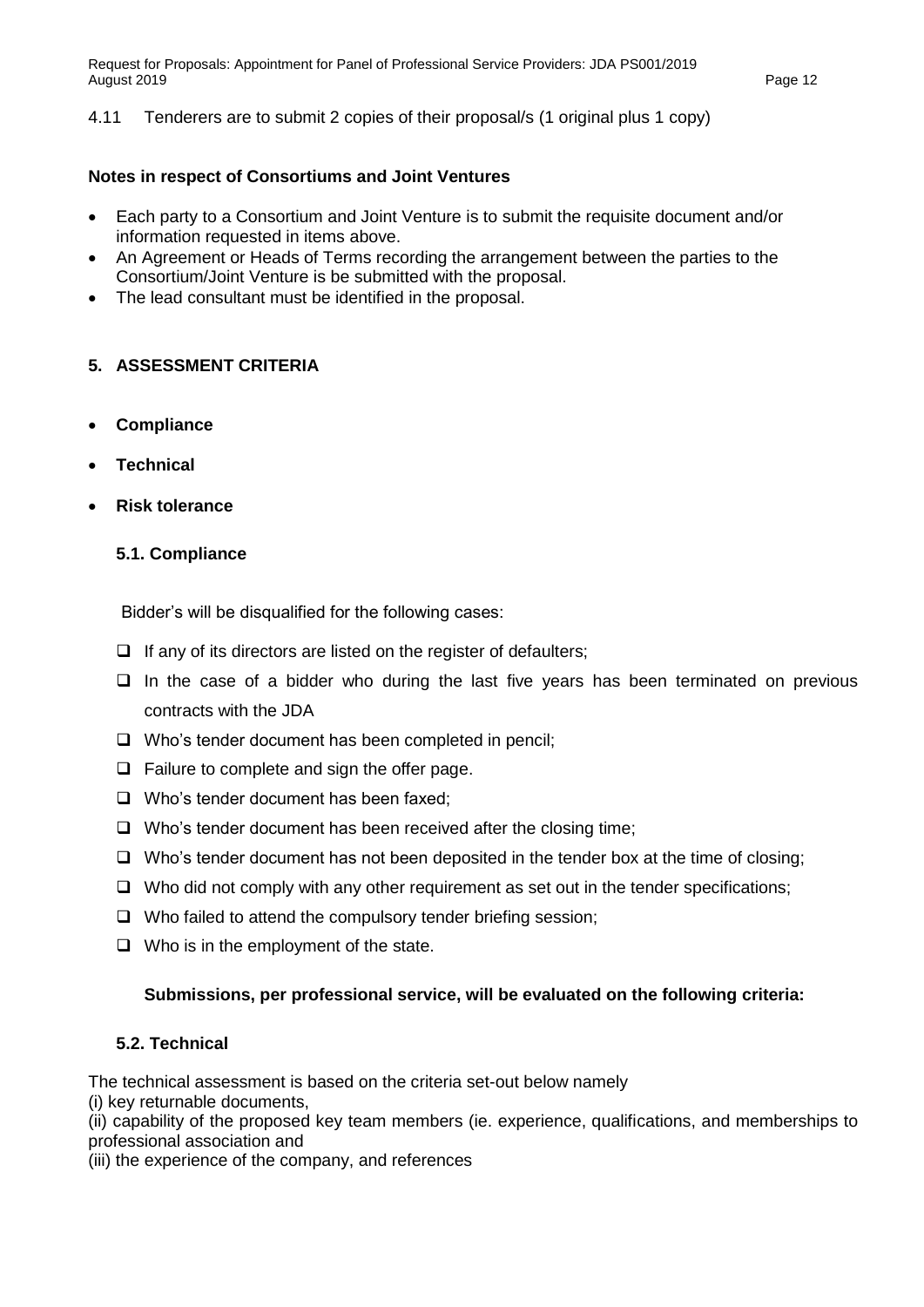4.11 Tenderers are to submit 2 copies of their proposal/s (1 original plus 1 copy)

**Notes in respect of Consortiums and Joint Ventures**

- Each party to a Consortium and Joint Venture is to submit the requisite document and/or information requested in items above.
- An Agreement or Heads of Terms recording the arrangement between the parties to the Consortium/Joint Venture is be submitted with the proposal.
- The lead consultant must be identified in the proposal.

## 5. ASSESSMENT CRITERIA

- **Compliance**
- **Technical**
- **Risk tolerance**

### 5.1. Compliance

Bidder's will be disqualified for the following cases:

- If any of its directors are listed on the register of defaulters;
- In the case of a bidder who during the last five years has been terminated on previous contracts with the JDA
- Who's tender document has been completed in pencil;
- Failure to complete and sign the offer page.
- Who's tender document has been faxed;
- Who's tender document has been received after the closing time;
- Who's tender document has not been deposited in the tender box at the time of closing;
- Who did not comply with any other requirement as set out in the tender specifications;
- Who failed to attend the compulsory tender briefing session;
- Who is in the employment of the state.

**Submissions, per professional service, will be evaluated on the following criteria:**

### 5.2. Technical

The technical assessment is based on the criteria set-out below namely
(i) key returnable documents,
(ii) capability of the proposed key team members (ie. experience, qualifications, and memberships to professional association and
(iii) the experience of the company, and references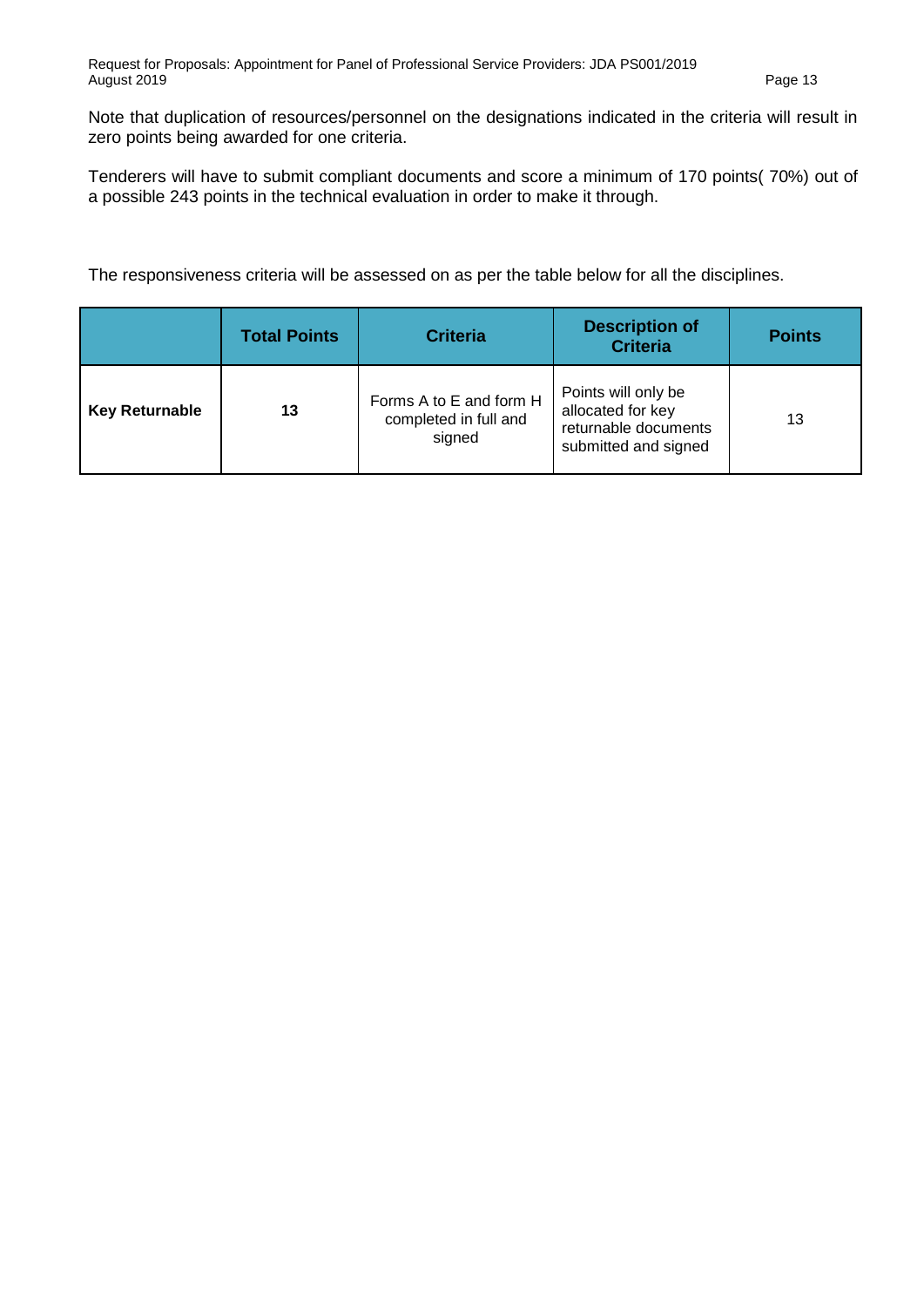Note that duplication of resources/personnel on the designations indicated in the criteria will result in zero points being awarded for one criteria.

Tenderers will have to submit compliant documents and score a minimum of 170 points( 70%) out of a possible 243 points in the technical evaluation in order to make it through.

The responsiveness criteria will be assessed on as per the table below for all the disciplines.

| | Total Points | Criteria | Description of Criteria | Points |
|---|---|---|---|---|
| **Key Returnable** | **13** | Forms A to E and form H completed in full and signed | Points will only be allocated for key returnable documents submitted and signed | 13 |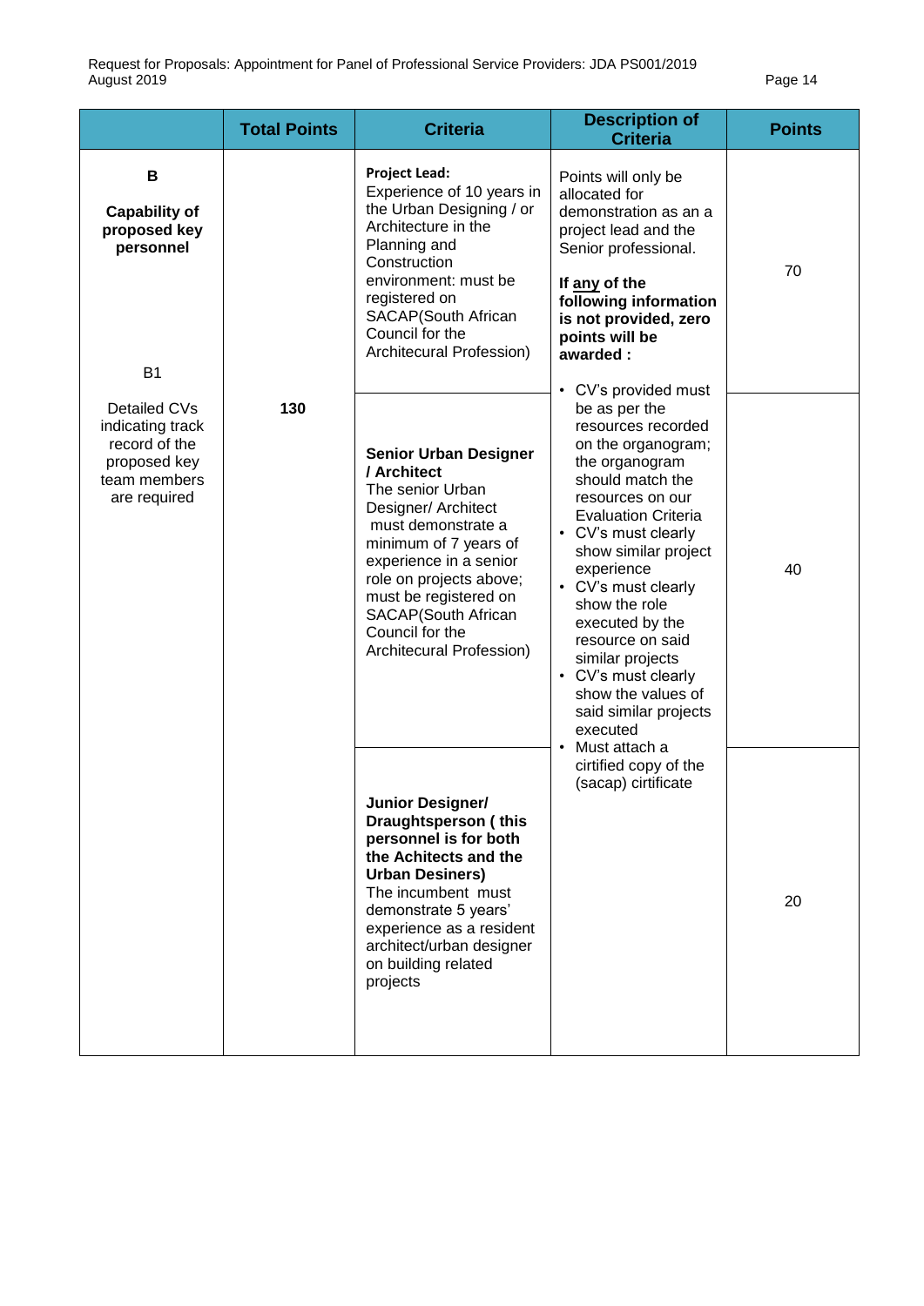| | Total Points | Criteria | Description of Criteria | Points |
|---|---|---|---|---|
| **B**<br><br>**Capability of proposed key personnel**<br><br>B1<br><br>Detailed CVs indicating track record of the proposed key team members are required | 130 | **Project Lead:**<br>Experience of 10 years in the Urban Designing / or Architecture in the Planning and Construction environment: must be registered on SACAP(South African Council for the Architecural Profession) | Points will only be allocated for demonstration as an a project lead and the Senior professional.<br><br>**If any of the following information is not provided, zero points will be awarded :**<br><br>• CV's provided must be as per the resources recorded on the organogram; the organogram should match the resources on our Evaluation Criteria<br>• CV's must clearly show similar project experience<br>• CV's must clearly show the role executed by the resource on said similar projects<br>• CV's must clearly show the values of said similar projects executed<br>• Must attach a cirtified copy of the (sacap) cirtificate | 70 |
| | | **Senior Urban Designer / Architect**<br>The senior Urban Designer/ Architect must demonstrate a minimum of 7 years of experience in a senior role on projects above; must be registered on SACAP(South African Council for the Architecural Profession) | | 40 |
| | | **Junior Designer/ Draughtsperson ( this personnel is for both the Achitects and the Urban Desiners)**<br>The incumbent must demonstrate 5 years' experience as a resident architect/urban designer on building related projects | | 20 |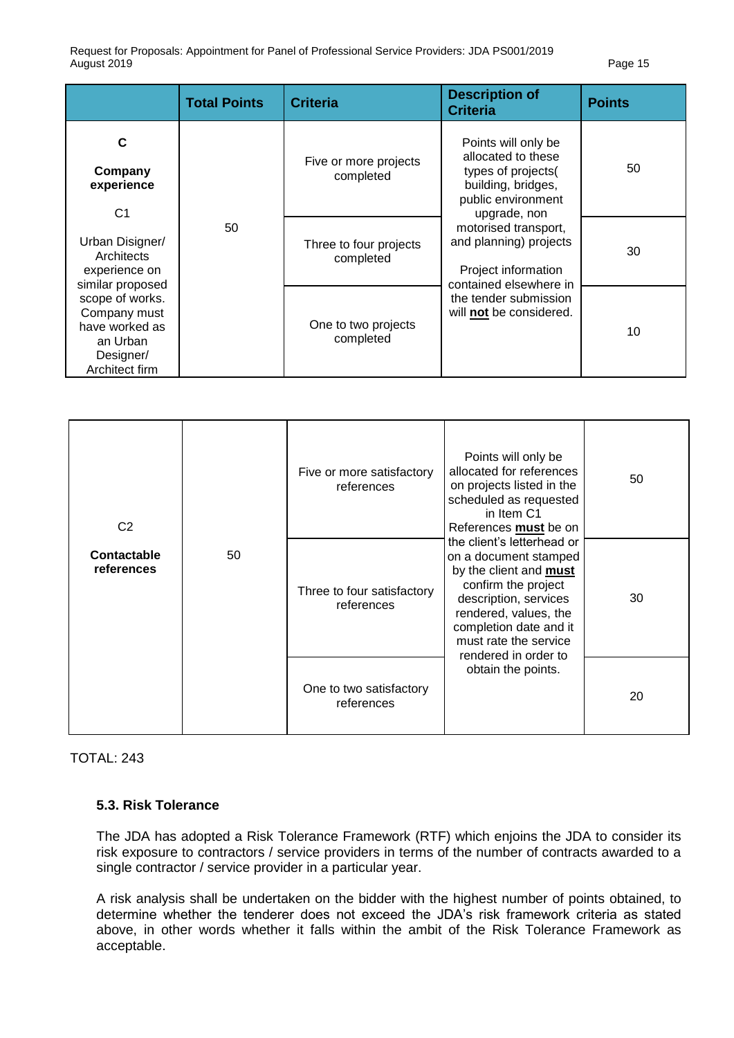| | Total Points | Criteria | Description of Criteria | Points |
|---|---|---|---|---|
| **C** **Company experience** C1 Urban Disigner/ Architects experience on similar proposed scope of works. Company must have worked as an Urban Designer/ Architect firm | 50 | Five or more projects completed | Points will only be allocated to these types of projects( building, bridges, public environment upgrade, non motorised transport, and planning) projects Project information contained elsewhere in the tender submission will **not** be considered. | 50 |
| | | Three to four projects completed | | 30 |
| | | One to two projects completed | | 10 |
| C2 **Contactable references** | 50 | Five or more satisfactory references | Points will only be allocated for references on projects listed in the scheduled as requested in Item C1 References **must** be on the client's letterhead or on a document stamped by the client and **must** confirm the project description, services rendered, values, the completion date and it must rate the service rendered in order to obtain the points. | 50 |
| | | Three to four satisfactory references | | 30 |
| | | One to two satisfactory references | | 20 |

TOTAL: 243

### 5.3. Risk Tolerance

The JDA has adopted a Risk Tolerance Framework (RTF) which enjoins the JDA to consider its risk exposure to contractors / service providers in terms of the number of contracts awarded to a single contractor / service provider in a particular year.

A risk analysis shall be undertaken on the bidder with the highest number of points obtained, to determine whether the tenderer does not exceed the JDA's risk framework criteria as stated above, in other words whether it falls within the ambit of the Risk Tolerance Framework as acceptable.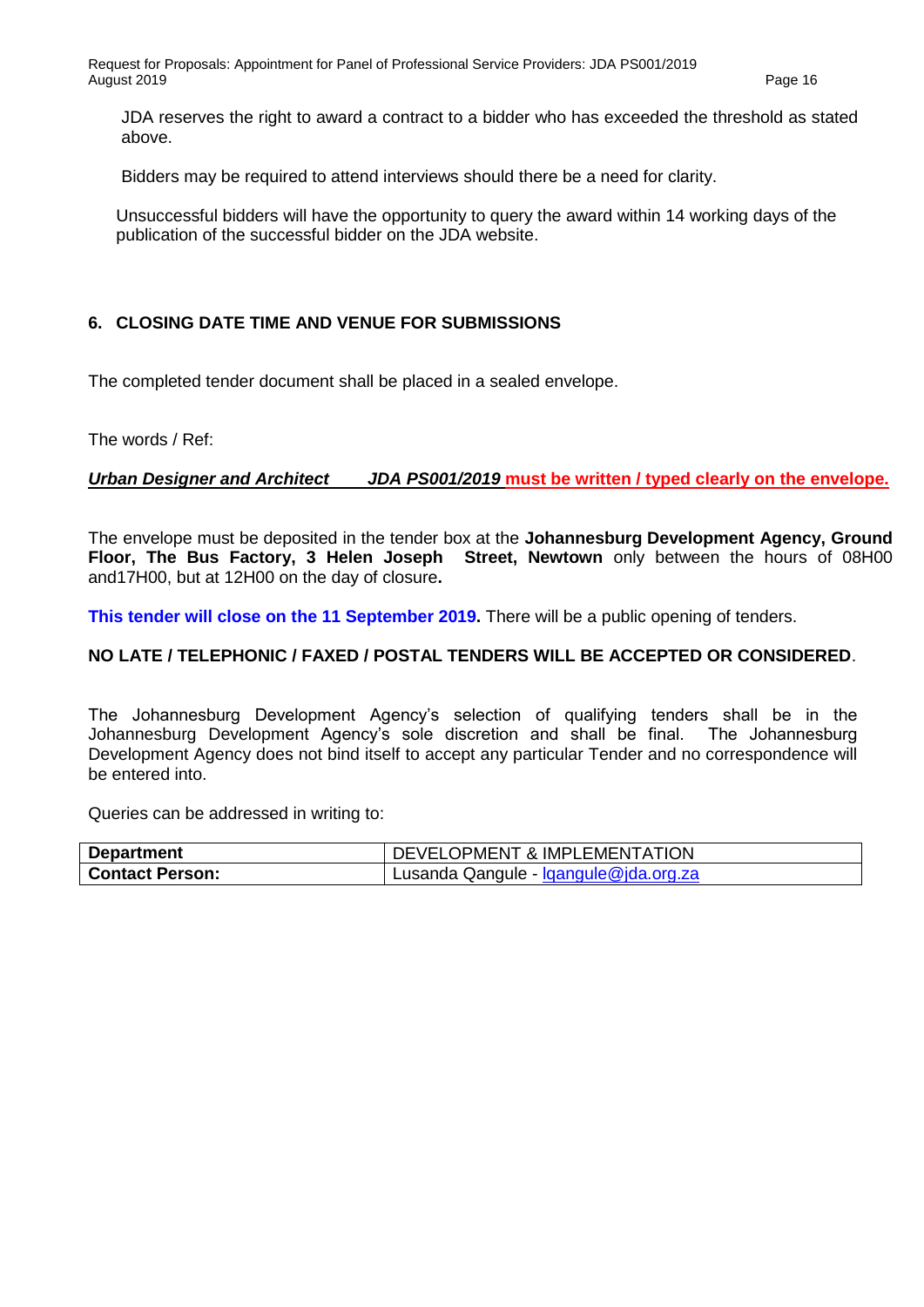JDA reserves the right to award a contract to a bidder who has exceeded the threshold as stated above.

Bidders may be required to attend interviews should there be a need for clarity.

Unsuccessful bidders will have the opportunity to query the award within 14 working days of the publication of the successful bidder on the JDA website.

## 6. CLOSING DATE TIME AND VENUE FOR SUBMISSIONS

The completed tender document shall be placed in a sealed envelope.

The words / Ref:

***Urban Designer and Architect JDA PS001/2019*** **must be written / typed clearly on the envelope.**

The envelope must be deposited in the tender box at the **Johannesburg Development Agency, Ground Floor, The Bus Factory, 3 Helen Joseph Street, Newtown** only between the hours of 08H00 and17H00, but at 12H00 on the day of closure**.**

**This tender will close on the 11 September 2019.** There will be a public opening of tenders.

**NO LATE / TELEPHONIC / FAXED / POSTAL TENDERS WILL BE ACCEPTED OR CONSIDERED**.

The Johannesburg Development Agency's selection of qualifying tenders shall be in the Johannesburg Development Agency's sole discretion and shall be final. The Johannesburg Development Agency does not bind itself to accept any particular Tender and no correspondence will be entered into.

Queries can be addressed in writing to:

| **Department** | DEVELOPMENT & IMPLEMENTATION |
|---|---|
| **Contact Person:** | Lusanda Qangule - lqangule@jda.org.za |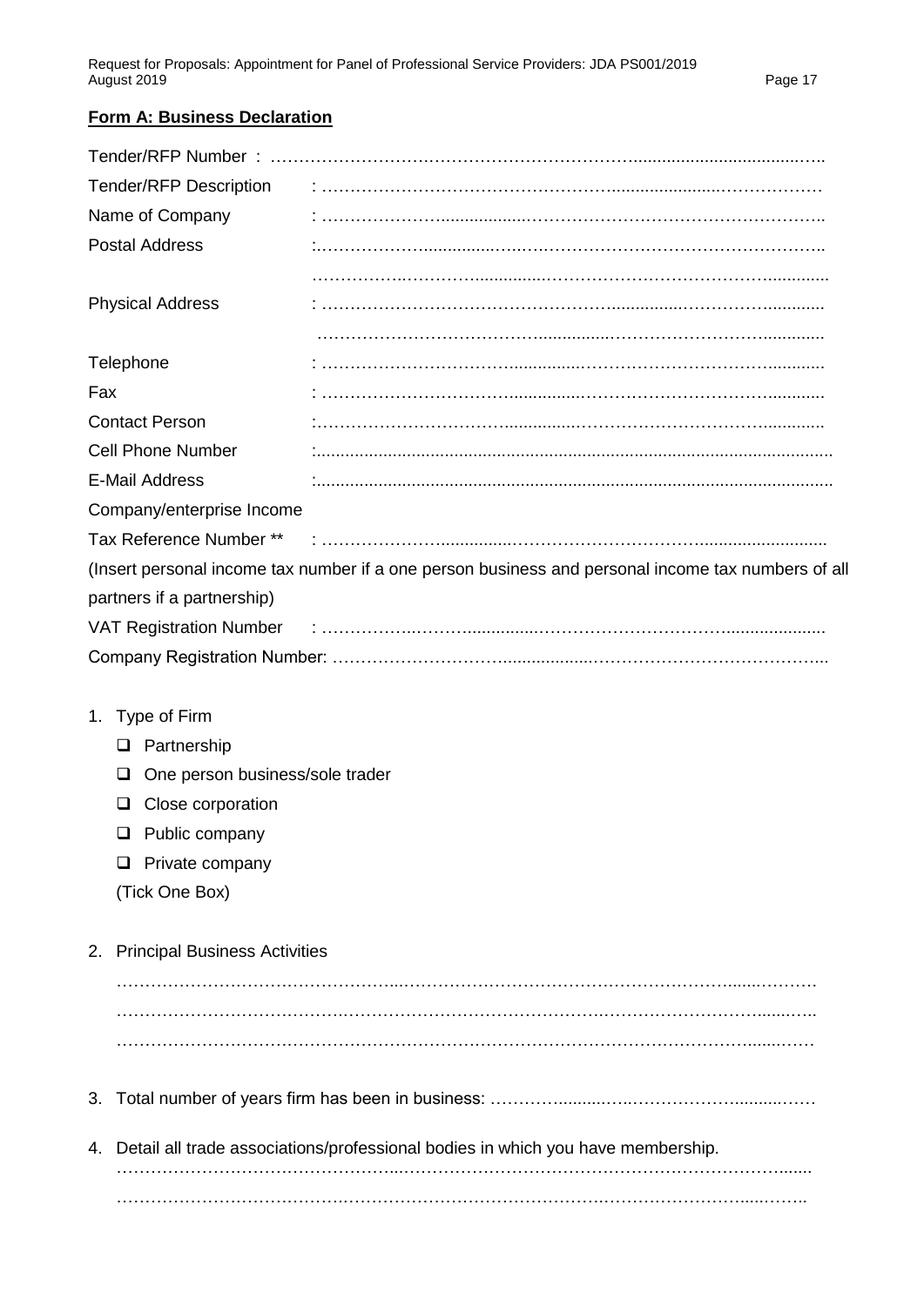**Form A: Business Declaration**

Tender/RFP Number : ……………………………………………………………………………………..

Tender/RFP Description : ……………………………………………………………………………

Name of Company : ……………………………………………………………………………..

Postal Address :……………………………………………………………………………..

……………………………………………………………………………………

Physical Address : ……………………………………………………………………………...

……………………………………………………………………………………

Telephone : ……………………………………………………………………………...

Fax : ……………………………………………………………………………...

Contact Person :……………………………………………………………………………...

Cell Phone Number :……………………………………………………………………………...

E-Mail Address :……………………………………………………………………………...

Company/enterprise Income

Tax Reference Number ** : ……………………………………………………………………………...

(Insert personal income tax number if a one person business and personal income tax numbers of all partners if a partnership)

VAT Registration Number : ……………………………………………………………………………...

Company Registration Number: ……………………………………………………………………………...

1. Type of Firm
   - ☐ Partnership
   - ☐ One person business/sole trader
   - ☐ Close corporation
   - ☐ Public company
   - ☐ Private company

   (Tick One Box)

2. Principal Business Activities

   ……………………………………………………………………………………………………

   ……………………………………………………………………………………………………

   ……………………………………………………………………………………………………

3. Total number of years firm has been in business: ……………………………………………

4. Detail all trade associations/professional bodies in which you have membership.

   ……………………………………………………………………………………………………

   ……………………………………………………………………………………………………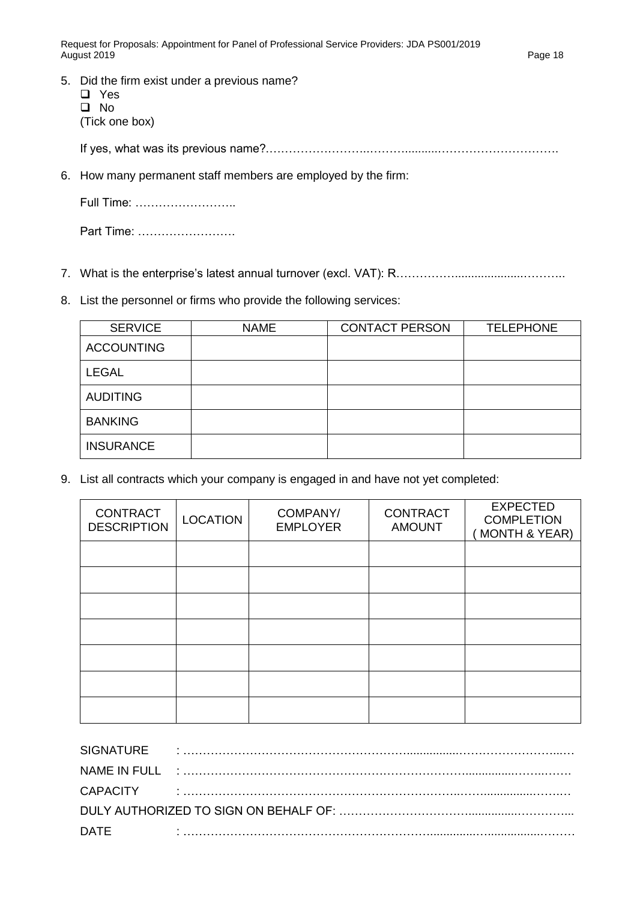5. Did the firm exist under a previous name?
   - ❑ Yes
   - ❑ No

   (Tick one box)

   If yes, what was its previous name?…………………….……….........…………………………

6. How many permanent staff members are employed by the firm:

   Full Time: ……………………..

   Part Time: ……………………

7. What is the enterprise's latest annual turnover (excl. VAT): R……………..................………..

8. List the personnel or firms who provide the following services:

| SERVICE | NAME | CONTACT PERSON | TELEPHONE |
|---|---|---|---|
| ACCOUNTING | | | |
| LEGAL | | | |
| AUDITING | | | |
| BANKING | | | |
| INSURANCE | | | |

9. List all contracts which your company is engaged in and have not yet completed:

| CONTRACT DESCRIPTION | LOCATION | COMPANY/ EMPLOYER | CONTRACT AMOUNT | EXPECTED COMPLETION ( MONTH & YEAR) |
|---|---|---|---|---|
| | | | | |
| | | | | |
| | | | | |
| | | | | |
| | | | | |
| | | | | |
| | | | | |

SIGNATURE : ………………………………………………………...............……………………...…

NAME IN FULL : ……………………………………………………………………..............……..……

CAPACITY : ………………………………………………………………..…..............………

DULY AUTHORIZED TO SIGN ON BEHALF OF: ……………………………..............…………...

DATE : ……………………………………………………….............…..............………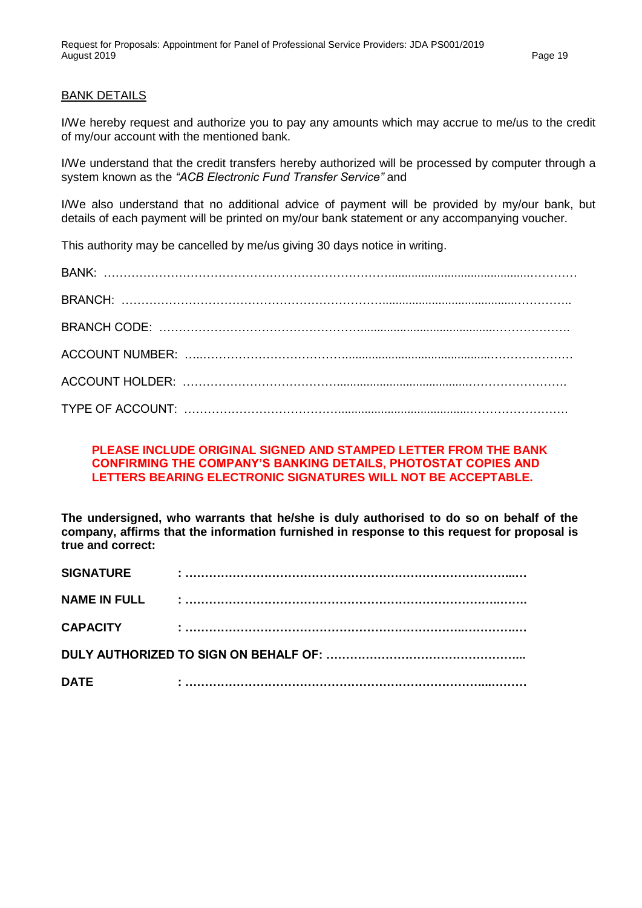BANK DETAILS

I/We hereby request and authorize you to pay any amounts which may accrue to me/us to the credit of my/our account with the mentioned bank.

I/We understand that the credit transfers hereby authorized will be processed by computer through a system known as the *"ACB Electronic Fund Transfer Service"* and

I/We also understand that no additional advice of payment will be provided by my/our bank, but details of each payment will be printed on my/our bank statement or any accompanying voucher.

This authority may be cancelled by me/us giving 30 days notice in writing.

BANK: ……………………………………………………………………………………………………………………

BRANCH: ………………………………………………………………………………………………………………

BRANCH CODE: ………………………………………………………………………………………………………

ACCOUNT NUMBER: …………………………………………………………………………………………………

ACCOUNT HOLDER: …………………………………………………………………………………………………

TYPE OF ACCOUNT: …………………………………………………………………………………………………

**PLEASE INCLUDE ORIGINAL SIGNED AND STAMPED LETTER FROM THE BANK CONFIRMING THE COMPANY'S BANKING DETAILS, PHOTOSTAT COPIES AND LETTERS BEARING ELECTRONIC SIGNATURES WILL NOT BE ACCEPTABLE.**

**The undersigned, who warrants that he/she is duly authorised to do so on behalf of the company, affirms that the information furnished in response to this request for proposal is true and correct:**

**SIGNATURE : ……………………………………………………………………………………**

**NAME IN FULL : ……………………………………………………………………………………**

**CAPACITY : ……………………………………………………………………………………**

**DULY AUTHORIZED TO SIGN ON BEHALF OF: …………………………………………………**

**DATE : ……………………………………………………………………………………**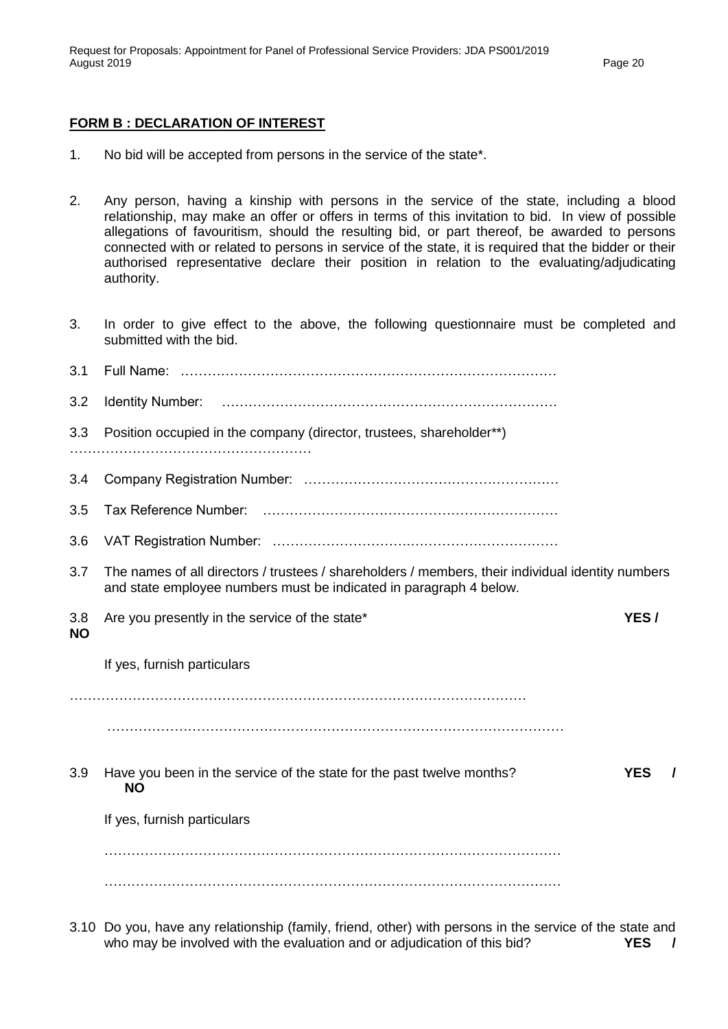## FORM B : DECLARATION OF INTEREST

1. No bid will be accepted from persons in the service of the state*.

2. Any person, having a kinship with persons in the service of the state, including a blood relationship, may make an offer or offers in terms of this invitation to bid. In view of possible allegations of favouritism, should the resulting bid, or part thereof, be awarded to persons connected with or related to persons in service of the state, it is required that the bidder or their authorised representative declare their position in relation to the evaluating/adjudicating authority.

3. In order to give effect to the above, the following questionnaire must be completed and submitted with the bid.

3.1 Full Name: ……………………………………………………………………………

3.2 Identity Number: ………………………………………………………………….

3.3 Position occupied in the company (director, trustees, shareholder**)
………………………………………………

3.4 Company Registration Number: ……………………………………………….

3.5 Tax Reference Number: ……………………………………………………….

3.6 VAT Registration Number: …………………………………………………….

3.7 The names of all directors / trustees / shareholders / members, their individual identity numbers and state employee numbers must be indicated in paragraph 4 below.

3.8 Are you presently in the service of the state* **YES / NO**

If yes, furnish particulars

…………………………………………………………………………………………

…………………………………………………………………………………………

3.9 Have you been in the service of the state for the past twelve months? **YES / NO**

If yes, furnish particulars

…………………………………………………………………………………………

…………………………………………………………………………………………

3.10 Do you, have any relationship (family, friend, other) with persons in the service of the state and who may be involved with the evaluation and or adjudication of this bid? **YES /**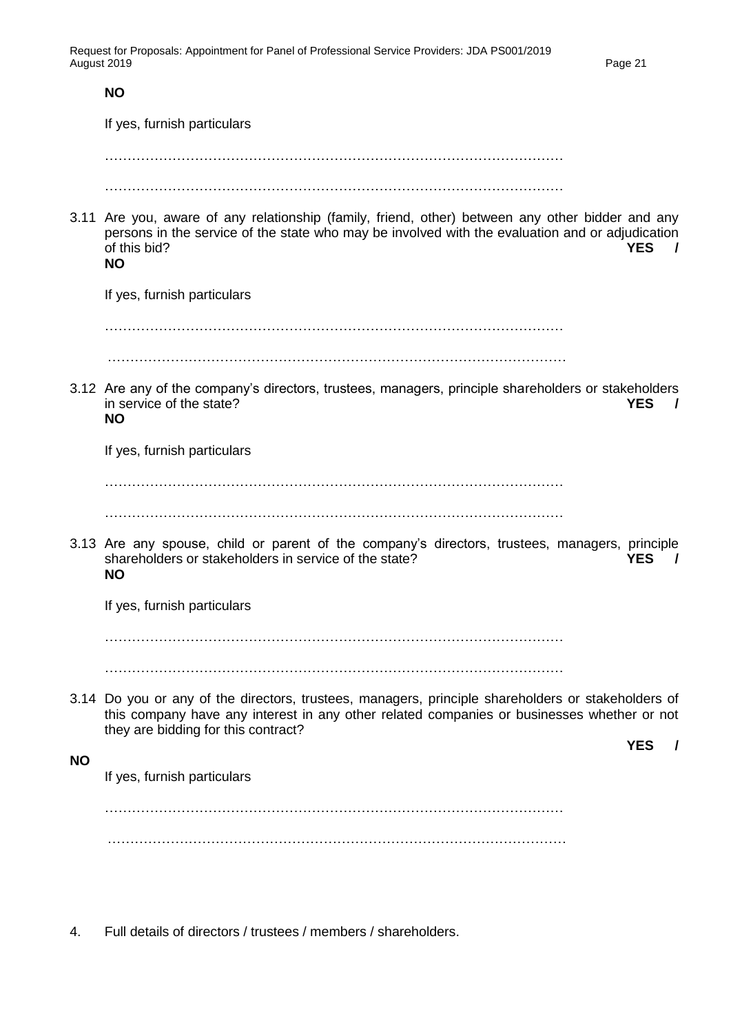**NO**

If yes, furnish particulars

…………………………………………………………………………………………

…………………………………………………………………………………………

3.11 Are you, aware of any relationship (family, friend, other) between any other bidder and any persons in the service of the state who may be involved with the evaluation and or adjudication of this bid? **YES / NO**

If yes, furnish particulars

…………………………………………………………………………………………

…………………………………………………………………………………………

3.12 Are any of the company's directors, trustees, managers, principle shareholders or stakeholders in service of the state? **YES / NO**

If yes, furnish particulars

…………………………………………………………………………………………

…………………………………………………………………………………………

3.13 Are any spouse, child or parent of the company's directors, trustees, managers, principle shareholders or stakeholders in service of the state? **YES / NO**

If yes, furnish particulars

…………………………………………………………………………………………

…………………………………………………………………………………………

3.14 Do you or any of the directors, trustees, managers, principle shareholders or stakeholders of this company have any interest in any other related companies or businesses whether or not they are bidding for this contract? **YES / NO**

If yes, furnish particulars

…………………………………………………………………………………………

…………………………………………………………………………………………

4. Full details of directors / trustees / members / shareholders.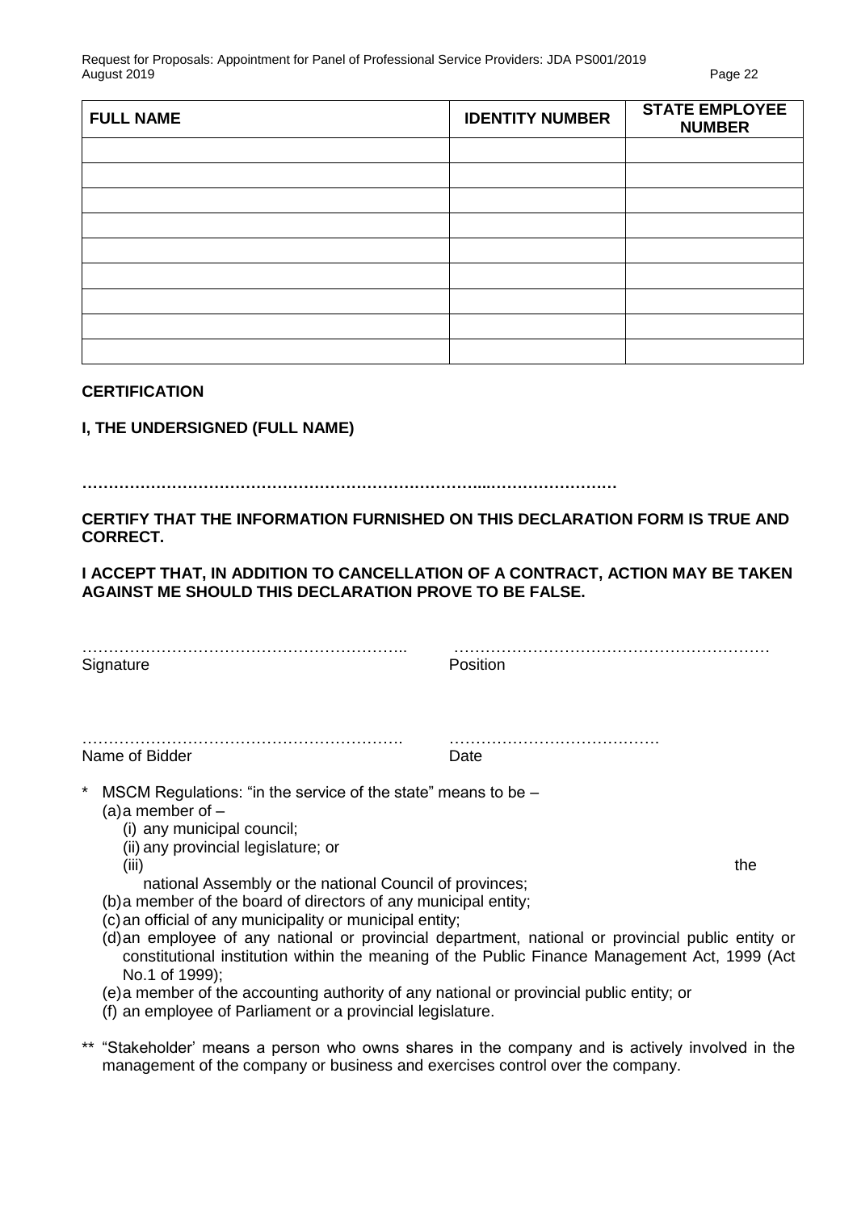| FULL NAME | IDENTITY NUMBER | STATE EMPLOYEE NUMBER |
|---|---|---|
| | | |
| | | |
| | | |
| | | |
| | | |
| | | |
| | | |
| | | |
| | | |

**CERTIFICATION**

**I, THE UNDERSIGNED (FULL NAME)**

**…………………………………………………………………...……………………**

**CERTIFY THAT THE INFORMATION FURNISHED ON THIS DECLARATION FORM IS TRUE AND CORRECT.**

**I ACCEPT THAT, IN ADDITION TO CANCELLATION OF A CONTRACT, ACTION MAY BE TAKEN AGAINST ME SHOULD THIS DECLARATION PROVE TO BE FALSE.**

…………………………………………………….. Signature

…………………………………………………… Position

……………………………………………………. Name of Bidder

…………………………………. Date

\* MSCM Regulations: "in the service of the state" means to be –
   (a) a member of –
      (i) any municipal council;
      (ii) any provincial legislature; or
      (iii) the national Assembly or the national Council of provinces;
   (b) a member of the board of directors of any municipal entity;
   (c) an official of any municipality or municipal entity;
   (d) an employee of any national or provincial department, national or provincial public entity or constitutional institution within the meaning of the Public Finance Management Act, 1999 (Act No.1 of 1999);
   (e) a member of the accounting authority of any national or provincial public entity; or
   (f) an employee of Parliament or a provincial legislature.

\*\* "Stakeholder' means a person who owns shares in the company and is actively involved in the management of the company or business and exercises control over the company.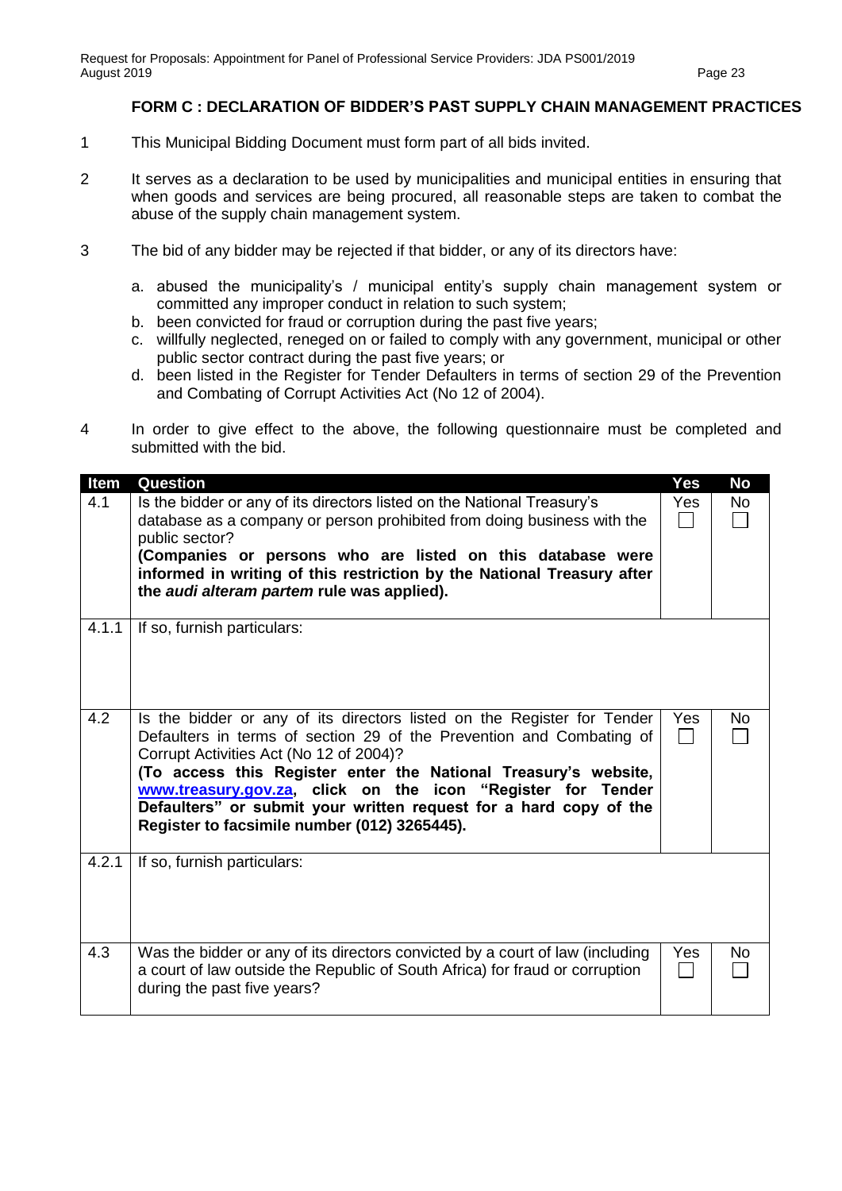## FORM C : DECLARATION OF BIDDER'S PAST SUPPLY CHAIN MANAGEMENT PRACTICES

1. This Municipal Bidding Document must form part of all bids invited.

2. It serves as a declaration to be used by municipalities and municipal entities in ensuring that when goods and services are being procured, all reasonable steps are taken to combat the abuse of the supply chain management system.

3. The bid of any bidder may be rejected if that bidder, or any of its directors have:

   a. abused the municipality's / municipal entity's supply chain management system or committed any improper conduct in relation to such system;
   b. been convicted for fraud or corruption during the past five years;
   c. willfully neglected, reneged on or failed to comply with any government, municipal or other public sector contract during the past five years; or
   d. been listed in the Register for Tender Defaulters in terms of section 29 of the Prevention and Combating of Corrupt Activities Act (No 12 of 2004).

4. In order to give effect to the above, the following questionnaire must be completed and submitted with the bid.

| Item | Question | Yes | No |
|---|---|---|---|
| 4.1 | Is the bidder or any of its directors listed on the National Treasury's database as a company or person prohibited from doing business with the public sector? **(Companies or persons who are listed on this database were informed in writing of this restriction by the National Treasury after the *audi alteram partem* rule was applied).** | Yes ☐ | No ☐ |
| 4.1.1 | If so, furnish particulars: | | |
| 4.2 | Is the bidder or any of its directors listed on the Register for Tender Defaulters in terms of section 29 of the Prevention and Combating of Corrupt Activities Act (No 12 of 2004)? **(To access this Register enter the National Treasury's website, www.treasury.gov.za, click on the icon "Register for Tender Defaulters" or submit your written request for a hard copy of the Register to facsimile number (012) 3265445).** | Yes ☐ | No ☐ |
| 4.2.1 | If so, furnish particulars: | | |
| 4.3 | Was the bidder or any of its directors convicted by a court of law (including a court of law outside the Republic of South Africa) for fraud or corruption during the past five years? | Yes ☐ | No ☐ |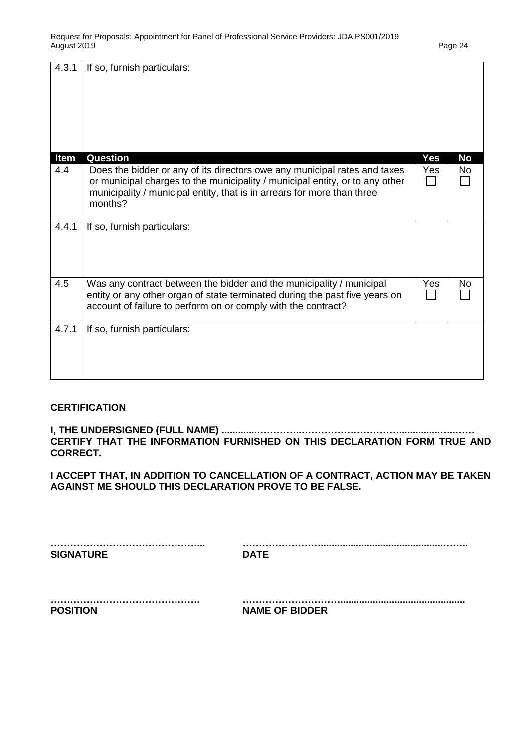| | | | |
|---|---|---|---|
| 4.3.1 | If so, furnish particulars: | | |
| **Item** | **Question** | **Yes** | **No** |
| 4.4 | Does the bidder or any of its directors owe any municipal rates and taxes or municipal charges to the municipality / municipal entity, or to any other municipality / municipal entity, that is in arrears for more than three months? | Yes ☐ | No ☐ |
| 4.4.1 | If so, furnish particulars: | | |
| 4.5 | Was any contract between the bidder and the municipality / municipal entity or any other organ of state terminated during the past five years on account of failure to perform on or comply with the contract? | Yes ☐ | No ☐ |
| 4.7.1 | If so, furnish particulars: | | |

**CERTIFICATION**

**I, THE UNDERSIGNED (FULL NAME) ............…………..………………………….............….…… CERTIFY THAT THE INFORMATION FURNISHED ON THIS DECLARATION FORM TRUE AND CORRECT.**

**I ACCEPT THAT, IN ADDITION TO CANCELLATION OF A CONTRACT, ACTION MAY BE TAKEN AGAINST ME SHOULD THIS DECLARATION PROVE TO BE FALSE.**

**………………………………………...**
**SIGNATURE**

**……………………......................................................…….**
**DATE**

**……………………………………….**
**POSITION**

**………………………….............................................**
**NAME OF BIDDER**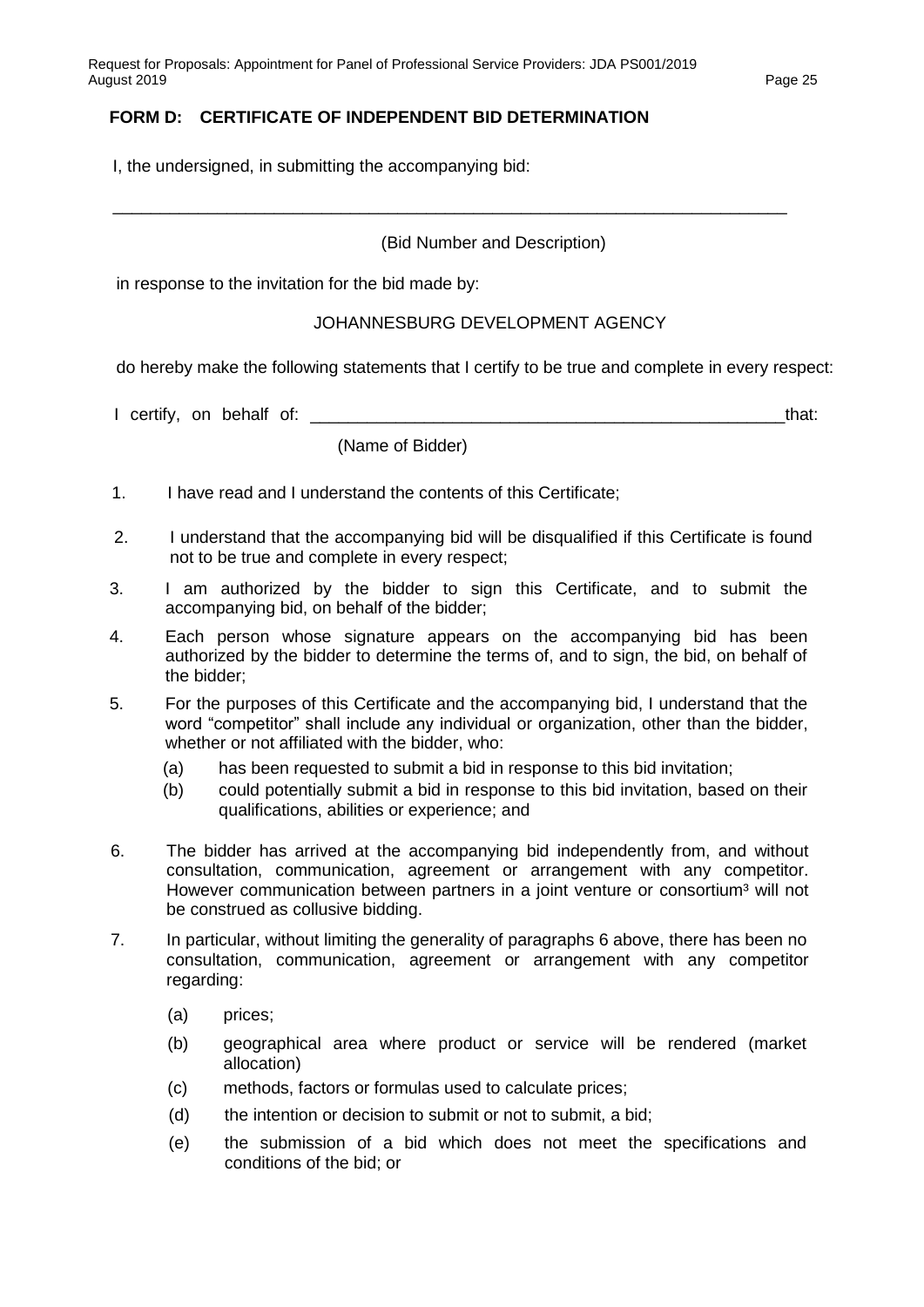## FORM D: CERTIFICATE OF INDEPENDENT BID DETERMINATION

I, the undersigned, in submitting the accompanying bid:

\_\_\_\_\_\_\_\_\_\_\_\_\_\_\_\_\_\_\_\_\_\_\_\_\_\_\_\_\_\_\_\_\_\_\_\_\_\_\_\_\_\_\_\_\_\_\_\_\_\_\_\_\_\_\_\_\_\_\_\_\_\_\_\_\_\_\_\_\_\_

(Bid Number and Description)

in response to the invitation for the bid made by:

JOHANNESBURG DEVELOPMENT AGENCY

do hereby make the following statements that I certify to be true and complete in every respect:

I certify, on behalf of: \_\_\_\_\_\_\_\_\_\_\_\_\_\_\_\_\_\_\_\_\_\_\_\_\_\_\_\_\_\_\_\_\_\_\_\_\_\_\_\_\_\_\_\_\_\_\_\_\_\_\_\_that:

(Name of Bidder)

1. I have read and I understand the contents of this Certificate;
2. I understand that the accompanying bid will be disqualified if this Certificate is found not to be true and complete in every respect;
3. I am authorized by the bidder to sign this Certificate, and to submit the accompanying bid, on behalf of the bidder;
4. Each person whose signature appears on the accompanying bid has been authorized by the bidder to determine the terms of, and to sign, the bid, on behalf of the bidder;
5. For the purposes of this Certificate and the accompanying bid, I understand that the word "competitor" shall include any individual or organization, other than the bidder, whether or not affiliated with the bidder, who:
   - (a) has been requested to submit a bid in response to this bid invitation;
   - (b) could potentially submit a bid in response to this bid invitation, based on their qualifications, abilities or experience; and
6. The bidder has arrived at the accompanying bid independently from, and without consultation, communication, agreement or arrangement with any competitor. However communication between partners in a joint venture or consortium[3] will not be construed as collusive bidding.
7. In particular, without limiting the generality of paragraphs 6 above, there has been no consultation, communication, agreement or arrangement with any competitor regarding:
   - (a) prices;
   - (b) geographical area where product or service will be rendered (market allocation)
   - (c) methods, factors or formulas used to calculate prices;
   - (d) the intention or decision to submit or not to submit, a bid;
   - (e) the submission of a bid which does not meet the specifications and conditions of the bid; or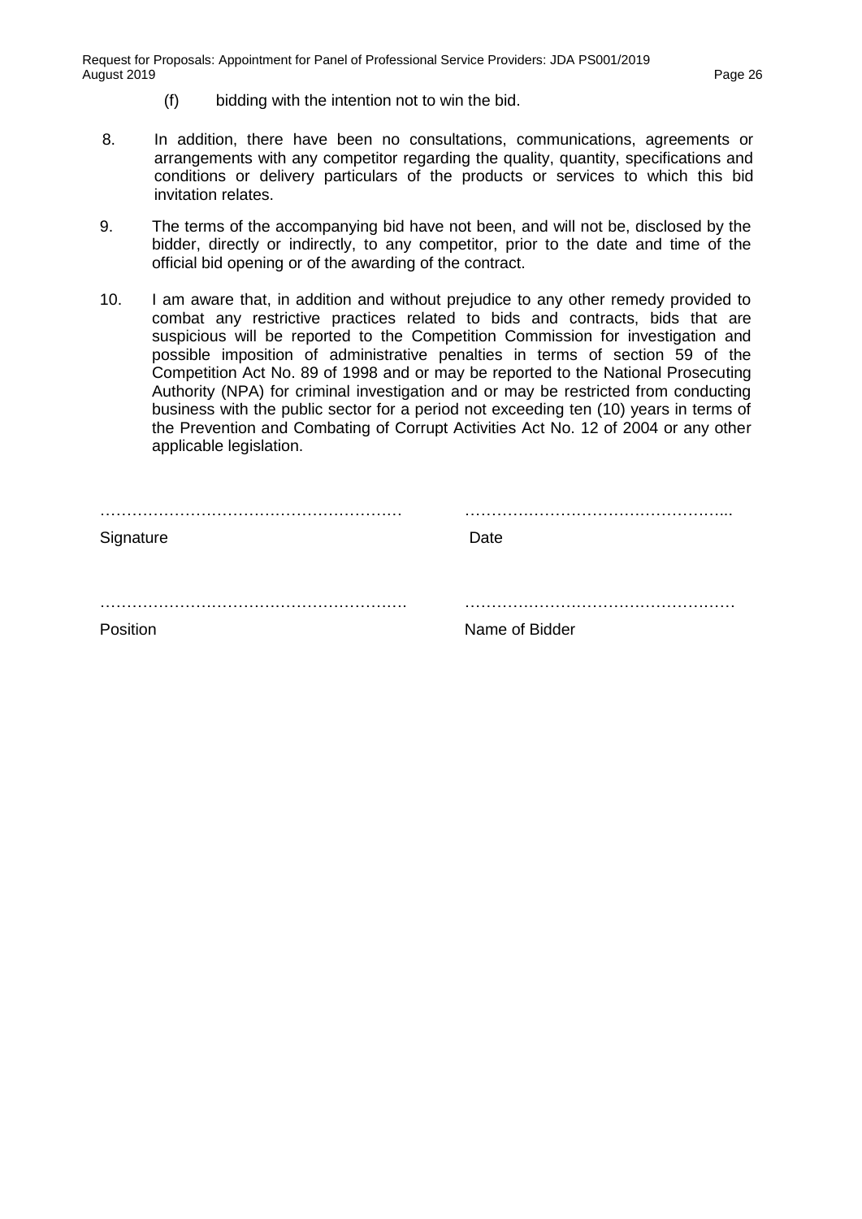(f) bidding with the intention not to win the bid.

8. In addition, there have been no consultations, communications, agreements or arrangements with any competitor regarding the quality, quantity, specifications and conditions or delivery particulars of the products or services to which this bid invitation relates.

9. The terms of the accompanying bid have not been, and will not be, disclosed by the bidder, directly or indirectly, to any competitor, prior to the date and time of the official bid opening or of the awarding of the contract.

10. I am aware that, in addition and without prejudice to any other remedy provided to combat any restrictive practices related to bids and contracts, bids that are suspicious will be reported to the Competition Commission for investigation and possible imposition of administrative penalties in terms of section 59 of the Competition Act No. 89 of 1998 and or may be reported to the National Prosecuting Authority (NPA) for criminal investigation and or may be restricted from conducting business with the public sector for a period not exceeding ten (10) years in terms of the Prevention and Combating of Corrupt Activities Act No. 12 of 2004 or any other applicable legislation.

………………………………………………… …………………………………………...

Signature Date

…………………………………………………. …………………………………………

Position Name of Bidder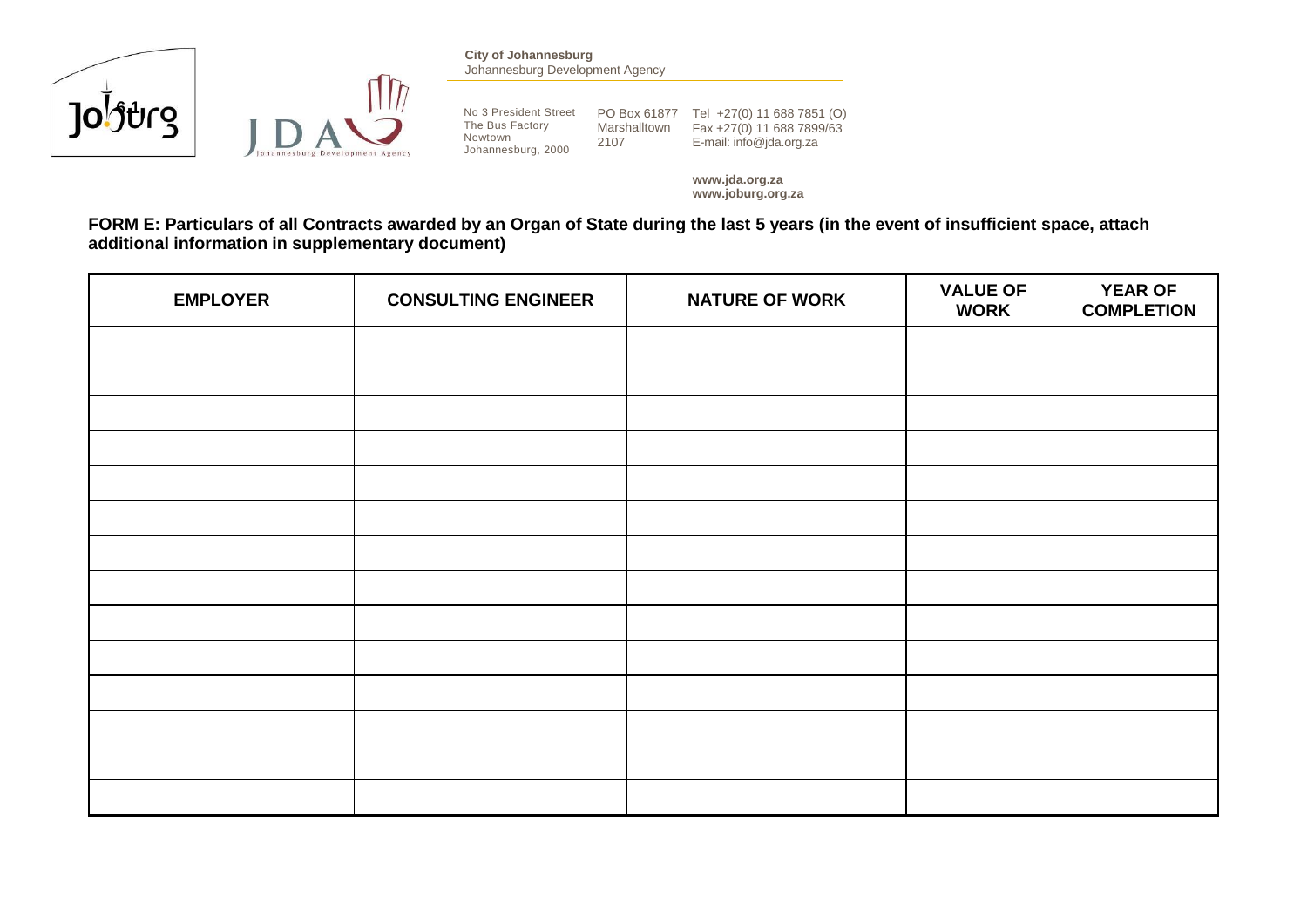**City of Johannesburg**
Johannesburg Development Agency

No 3 President Street
The Bus Factory
Newtown
Johannesburg, 2000

PO Box 61877
Marshalltown
2107

Tel +27(0) 11 688 7851 (O)
Fax +27(0) 11 688 7899/63
E-mail: info@jda.org.za

**www.jda.org.za**
**www.joburg.org.za**

**FORM E: Particulars of all Contracts awarded by an Organ of State during the last 5 years (in the event of insufficient space, attach additional information in supplementary document)**

| EMPLOYER | CONSULTING ENGINEER | NATURE OF WORK | VALUE OF WORK | YEAR OF COMPLETION |
|---|---|---|---|---|
| | | | | |
| | | | | |
| | | | | |
| | | | | |
| | | | | |
| | | | | |
| | | | | |
| | | | | |
| | | | | |
| | | | | |
| | | | | |
| | | | | |
| | | | | |
| | | | | |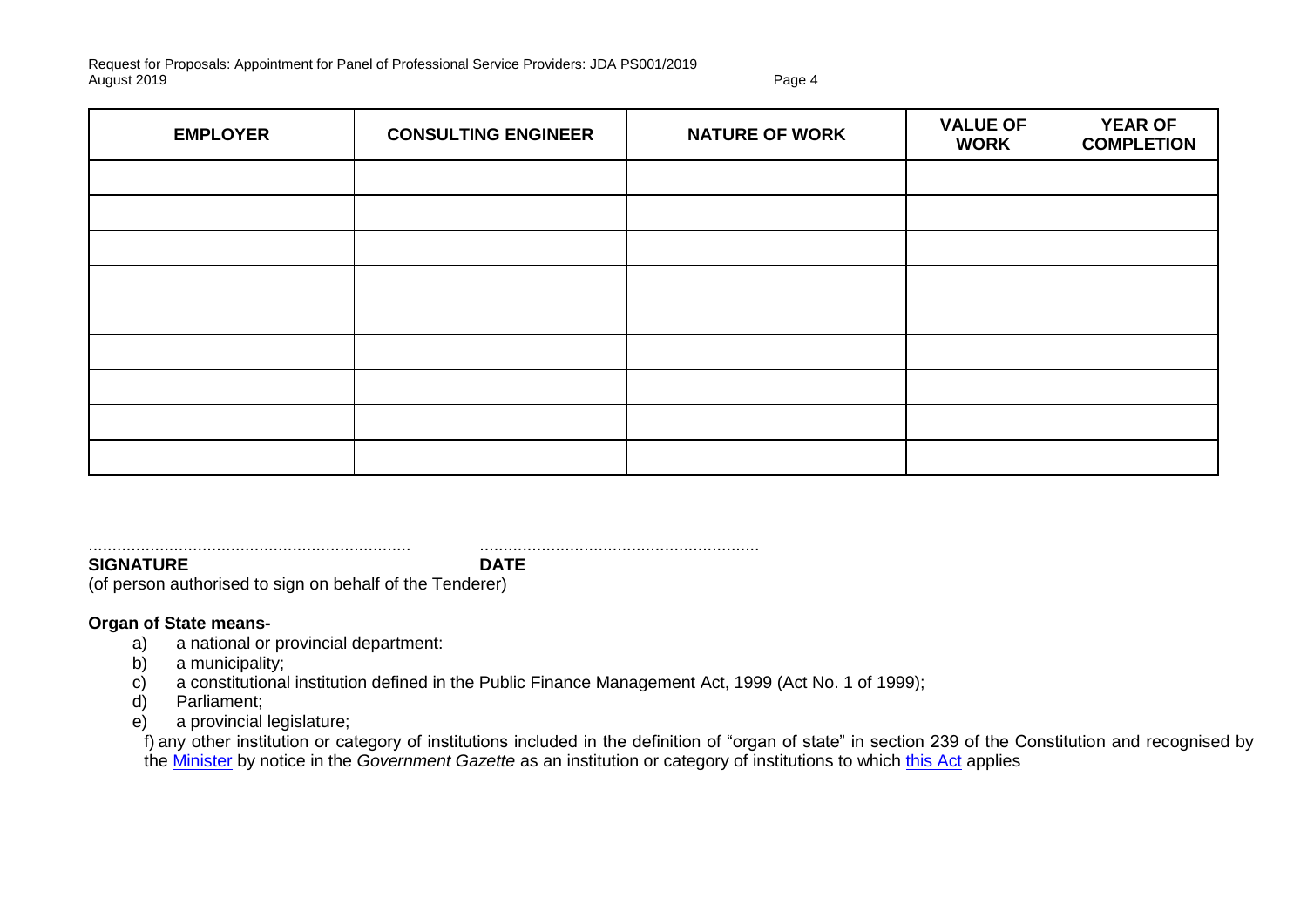| EMPLOYER | CONSULTING ENGINEER | NATURE OF WORK | VALUE OF WORK | YEAR OF COMPLETION |
|---|---|---|---|---|
| | | | | |
| | | | | |
| | | | | |
| | | | | |
| | | | | |
| | | | | |
| | | | | |
| | | | | |
| | | | | |

.................................................................... ...........................................................

**SIGNATURE** **DATE**

(of person authorised to sign on behalf of the Tenderer)

**Organ of State means-**

a) a national or provincial department:

b) a municipality;

c) a constitutional institution defined in the Public Finance Management Act, 1999 (Act No. 1 of 1999);

d) Parliament;

e) a provincial legislature;

f) any other institution or category of institutions included in the definition of "organ of state" in section 239 of the Constitution and recognised by the Minister by notice in the *Government Gazette* as an institution or category of institutions to which this Act applies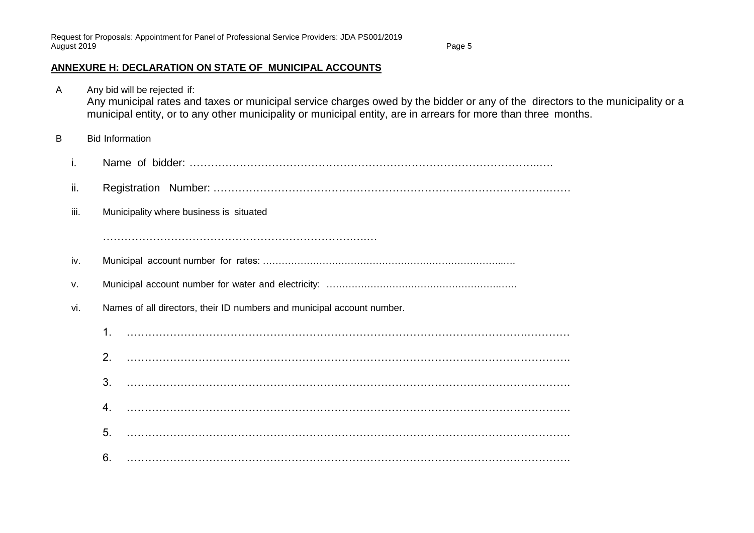## ANNEXURE H: DECLARATION ON STATE OF MUNICIPAL ACCOUNTS

A Any bid will be rejected if:
Any municipal rates and taxes or municipal service charges owed by the bidder or any of the directors to the municipality or a municipal entity, or to any other municipality or municipal entity, are in arrears for more than three months.

B Bid Information

i. Name of bidder: ……………………………………………………………………………………..….

ii. Registration Number: ……………………………………………………………………………….……

iii. Municipality where business is situated

……………………………………………………………….….…

iv. Municipal account number for rates: …………………………………………………………………..….

v. Municipal account number for water and electricity: ……………………………………………….……

vi. Names of all directors, their ID numbers and municipal account number.

1. …………………………………………………………………………………………………………

2. ………………………………………………………………………………………………………….

3. ………………………………………………………………………………………………………….

4. ………………………………………………………………………………………………………….

5. ………………………………………………………………………………………………………….

6. ………………………………………………………………………………………………………….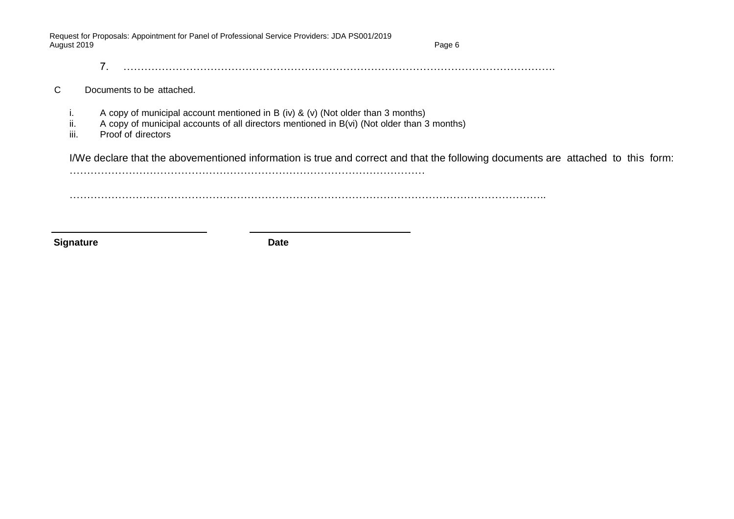7. ……………………………………………………………………………………………………………….

C Documents to be attached.

i. A copy of municipal account mentioned in B (iv) & (v) (Not older than 3 months)
ii. A copy of municipal accounts of all directors mentioned in B(vi) (Not older than 3 months)
iii. Proof of directors

I/We declare that the abovementioned information is true and correct and that the following documents are attached to this form: ………………………………………………………………………………………

……………………………………………………………………………………………………………………..

______________________________ ______________________________

**Signature** **Date**